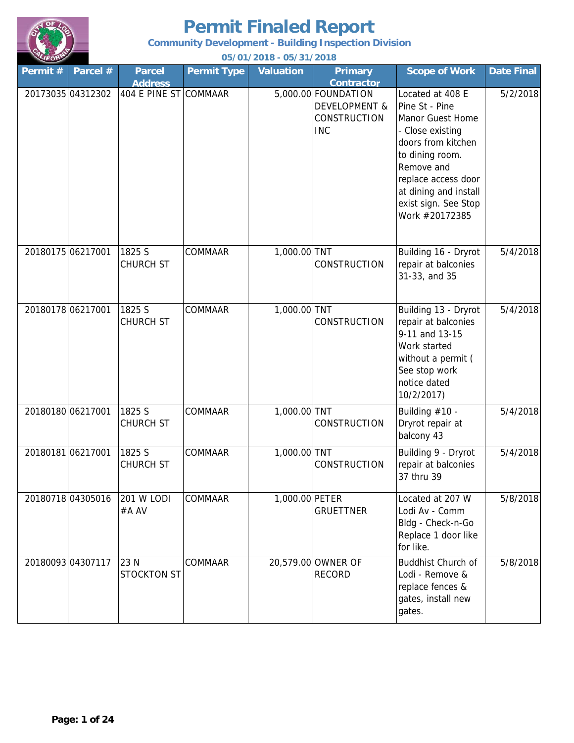# Permit Finaled Report

**Community Development - Building Inspection Division**

**05/01/2018 - 05/31/2018**

| Permit # | Parcel # | Parcel Address | Permit Type | Valuation | Primary Contractor | Scope of Work | Date Final |
|---|---|---|---|---|---|---|---|
| 20173035 | 04312302 | 404 E PINE ST | COMMAAR | 5,000.00 | FOUNDATION DEVELOPMENT & CONSTRUCTION INC | Located at 408 E Pine St - Pine Manor Guest Home - Close existing doors from kitchen to dining room. Remove and replace access door at dining and install exist sign. See Stop Work #20172385 | 5/2/2018 |
| 20180175 | 06217001 | 1825 S CHURCH ST | COMMAAR | 1,000.00 | TNT CONSTRUCTION | Building 16 - Dryrot repair at balconies 31-33, and 35 | 5/4/2018 |
| 20180178 | 06217001 | 1825 S CHURCH ST | COMMAAR | 1,000.00 | TNT CONSTRUCTION | Building 13 - Dryrot repair at balconies 9-11 and 13-15 Work started without a permit ( See stop work notice dated 10/2/2017) | 5/4/2018 |
| 20180180 | 06217001 | 1825 S CHURCH ST | COMMAAR | 1,000.00 | TNT CONSTRUCTION | Building #10 - Dryrot repair at balcony 43 | 5/4/2018 |
| 20180181 | 06217001 | 1825 S CHURCH ST | COMMAAR | 1,000.00 | TNT CONSTRUCTION | Building 9 - Dryrot repair at balconies 37 thru 39 | 5/4/2018 |
| 20180718 | 04305016 | 201 W LODI #A AV | COMMAAR | 1,000.00 | PETER GRUETTNER | Located at 207 W Lodi Av - Comm Bldg - Check-n-Go Replace 1 door like for like. | 5/8/2018 |
| 20180093 | 04307117 | 23 N STOCKTON ST | COMMAAR | 20,579.00 | OWNER OF RECORD | Buddhist Church of Lodi - Remove & replace fences & gates, install new gates. | 5/8/2018 |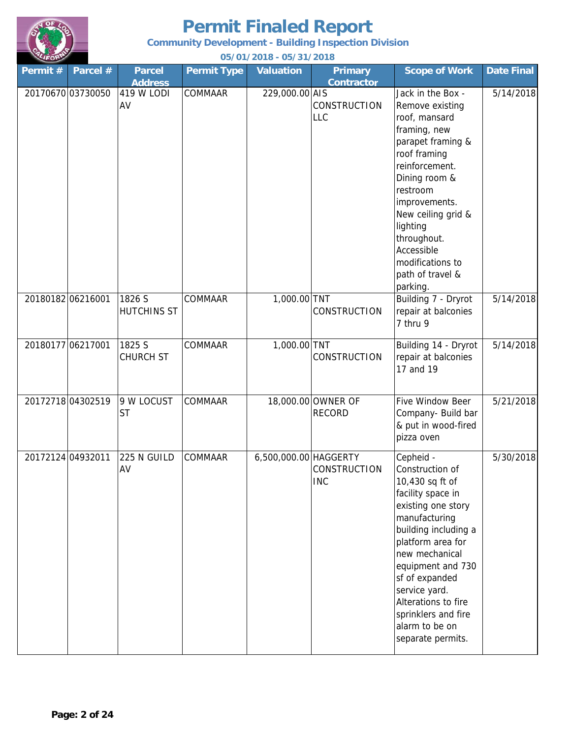# Permit Finaled Report

**Community Development - Building Inspection Division**

**05/01/2018 - 05/31/2018**

| Permit # | Parcel # | Parcel Address | Permit Type | Valuation | Primary Contractor | Scope of Work | Date Final |
|---|---|---|---|---|---|---|---|
| 20170670 | 03730050 | 419 W LODI AV | COMMAAR | 229,000.00 | AIS CONSTRUCTION LLC | Jack in the Box - Remove existing roof, mansard framing, new parapet framing & roof framing reinforcement. Dining room & restroom improvements. New ceiling grid & lighting throughout. Accessible modifications to path of travel & parking. | 5/14/2018 |
| 20180182 | 06216001 | 1826 S HUTCHINS ST | COMMAAR | 1,000.00 | TNT CONSTRUCTION | Building 7 - Dryrot repair at balconies 7 thru 9 | 5/14/2018 |
| 20180177 | 06217001 | 1825 S CHURCH ST | COMMAAR | 1,000.00 | TNT CONSTRUCTION | Building 14 - Dryrot repair at balconies 17 and 19 | 5/14/2018 |
| 20172718 | 04302519 | 9 W LOCUST ST | COMMAAR | 18,000.00 | OWNER OF RECORD | Five Window Beer Company- Build bar & put in wood-fired pizza oven | 5/21/2018 |
| 20172124 | 04932011 | 225 N GUILD AV | COMMAAR | 6,500,000.00 | HAGGERTY CONSTRUCTION INC | Cepheid - Construction of 10,430 sq ft of facility space in existing one story manufacturing building including a platform area for new mechanical equipment and 730 sf of expanded service yard. Alterations to fire sprinklers and fire alarm to be on separate permits. | 5/30/2018 |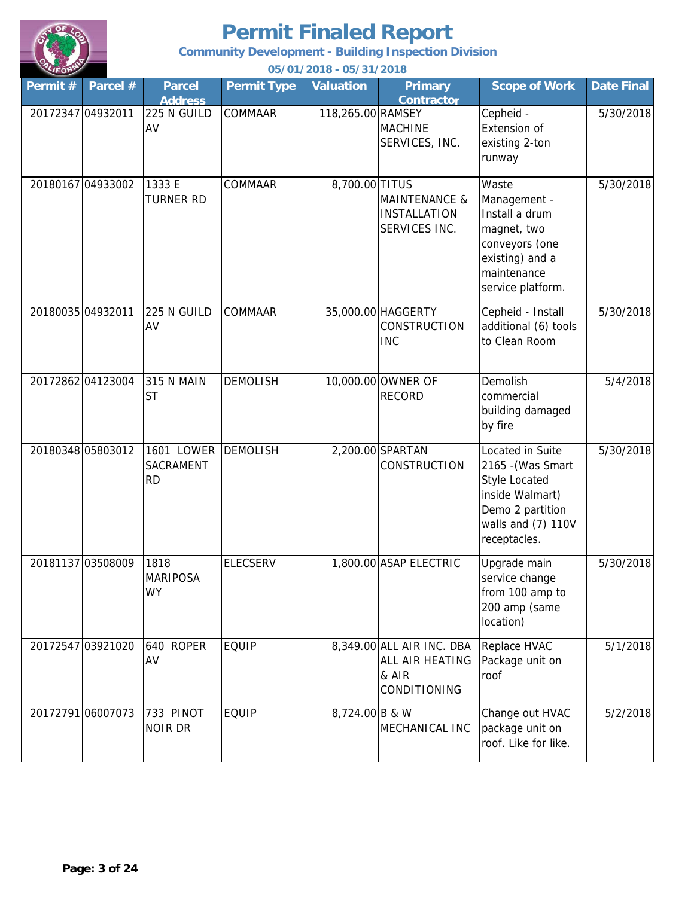# Permit Finaled Report

**Community Development - Building Inspection Division**

**05/01/2018 - 05/31/2018**

| Permit # | Parcel # | Parcel Address | Permit Type | Valuation | Primary Contractor | Scope of Work | Date Final |
|---|---|---|---|---|---|---|---|
| 20172347 | 04932011 | 225 N GUILD AV | COMMAAR | 118,265.00 | RAMSEY MACHINE SERVICES, INC. | Cepheid - Extension of existing 2-ton runway | 5/30/2018 |
| 20180167 | 04933002 | 1333 E TURNER RD | COMMAAR | 8,700.00 | TITUS MAINTENANCE & INSTALLATION SERVICES INC. | Waste Management - Install a drum magnet, two conveyors (one existing) and a maintenance service platform. | 5/30/2018 |
| 20180035 | 04932011 | 225 N GUILD AV | COMMAAR | 35,000.00 | HAGGERTY CONSTRUCTION INC | Cepheid - Install additional (6) tools to Clean Room | 5/30/2018 |
| 20172862 | 04123004 | 315 N MAIN ST | DEMOLISH | 10,000.00 | OWNER OF RECORD | Demolish commercial building damaged by fire | 5/4/2018 |
| 20180348 | 05803012 | 1601 LOWER SACRAMENT RD | DEMOLISH | 2,200.00 | SPARTAN CONSTRUCTION | Located in Suite 2165 -(Was Smart Style Located inside Walmart) Demo 2 partition walls and (7) 110V receptacles. | 5/30/2018 |
| 20181137 | 03508009 | 1818 MARIPOSA WY | ELECSERV | 1,800.00 | ASAP ELECTRIC | Upgrade main service change from 100 amp to 200 amp (same location) | 5/30/2018 |
| 20172547 | 03921020 | 640 ROPER AV | EQUIP | 8,349.00 | ALL AIR INC. DBA ALL AIR HEATING & AIR CONDITIONING | Replace HVAC Package unit on roof | 5/1/2018 |
| 20172791 | 06007073 | 733 PINOT NOIR DR | EQUIP | 8,724.00 | B & W MECHANICAL INC | Change out HVAC package unit on roof. Like for like. | 5/2/2018 |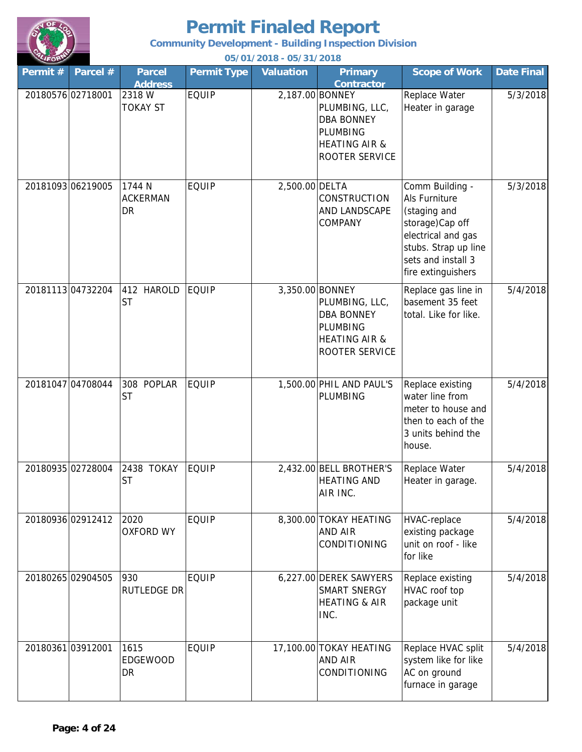# Permit Finaled Report

**Community Development - Building Inspection Division**

**05/01/2018 - 05/31/2018**

| Permit # | Parcel # | Parcel Address | Permit Type | Valuation | Primary Contractor | Scope of Work | Date Final |
|---|---|---|---|---|---|---|---|
| 20180576 | 02718001 | 2318 W TOKAY ST | EQUIP | 2,187.00 | BONNEY PLUMBING, LLC, DBA BONNEY PLUMBING HEATING AIR & ROOTER SERVICE | Replace Water Heater in garage | 5/3/2018 |
| 20181093 | 06219005 | 1744 N ACKERMAN DR | EQUIP | 2,500.00 | DELTA CONSTRUCTION AND LANDSCAPE COMPANY | Comm Building - Als Furniture (staging and storage)Cap off electrical and gas stubs. Strap up line sets and install 3 fire extinguishers | 5/3/2018 |
| 20181113 | 04732204 | 412 HAROLD ST | EQUIP | 3,350.00 | BONNEY PLUMBING, LLC, DBA BONNEY PLUMBING HEATING AIR & ROOTER SERVICE | Replace gas line in basement 35 feet total. Like for like. | 5/4/2018 |
| 20181047 | 04708044 | 308 POPLAR ST | EQUIP | 1,500.00 | PHIL AND PAUL'S PLUMBING | Replace existing water line from meter to house and then to each of the 3 units behind the house. | 5/4/2018 |
| 20180935 | 02728004 | 2438 TOKAY ST | EQUIP | 2,432.00 | BELL BROTHER'S HEATING AND AIR INC. | Replace Water Heater in garage. | 5/4/2018 |
| 20180936 | 02912412 | 2020 OXFORD WY | EQUIP | 8,300.00 | TOKAY HEATING AND AIR CONDITIONING | HVAC-replace existing package unit on roof - like for like | 5/4/2018 |
| 20180265 | 02904505 | 930 RUTLEDGE DR | EQUIP | 6,227.00 | DEREK SAWYERS SMART SNERGY HEATING & AIR INC. | Replace existing HVAC roof top package unit | 5/4/2018 |
| 20180361 | 03912001 | 1615 EDGEWOOD DR | EQUIP | 17,100.00 | TOKAY HEATING AND AIR CONDITIONING | Replace HVAC split system like for like AC on ground furnace in garage | 5/4/2018 |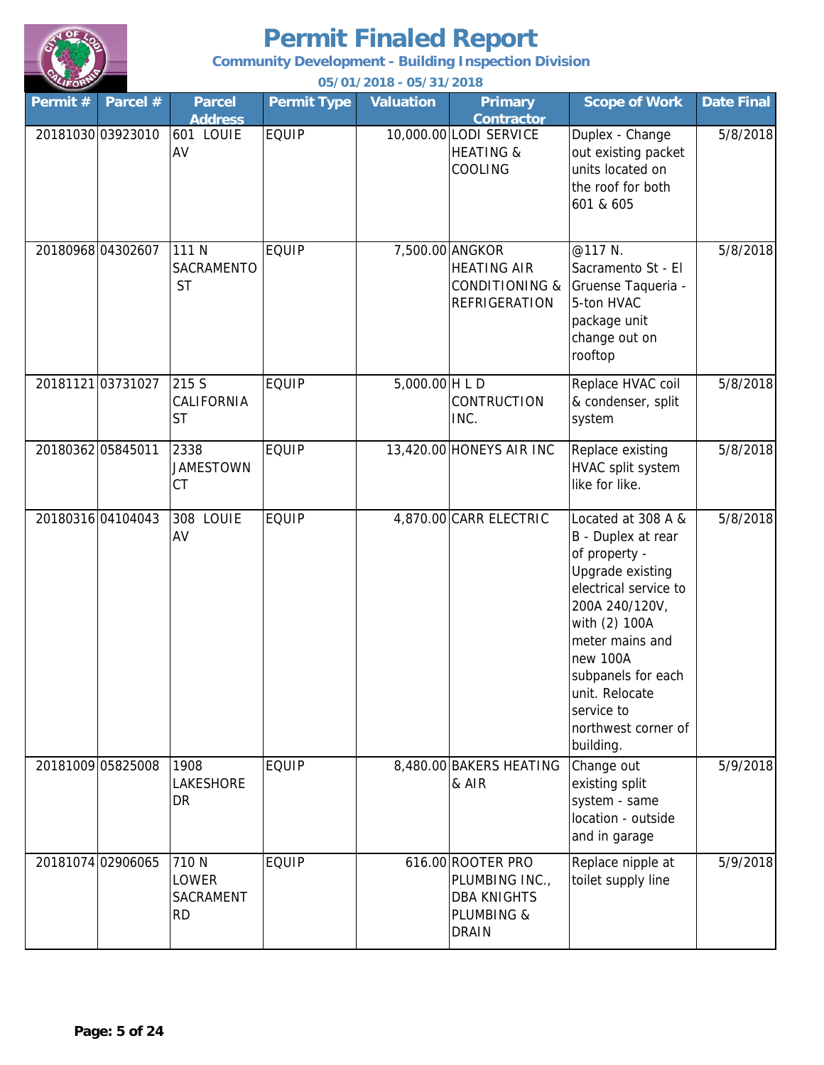# Permit Finaled Report

**Community Development - Building Inspection Division**

**05/01/2018 - 05/31/2018**

| Permit # | Parcel # | Parcel Address | Permit Type | Valuation | Primary Contractor | Scope of Work | Date Final |
|---|---|---|---|---|---|---|---|
| 20181030 | 03923010 | 601 LOUIE AV | EQUIP | 10,000.00 | LODI SERVICE HEATING & COOLING | Duplex - Change out existing packet units located on the roof for both 601 & 605 | 5/8/2018 |
| 20180968 | 04302607 | 111 N SACRAMENTO ST | EQUIP | 7,500.00 | ANGKOR HEATING AIR CONDITIONING & REFRIGERATION | @117 N. Sacramento St - El Gruense Taqueria - 5-ton HVAC package unit change out on rooftop | 5/8/2018 |
| 20181121 | 03731027 | 215 S CALIFORNIA ST | EQUIP | 5,000.00 | H L D CONTRUCTION INC. | Replace HVAC coil & condenser, split system | 5/8/2018 |
| 20180362 | 05845011 | 2338 JAMESTOWN CT | EQUIP | 13,420.00 | HONEYS AIR INC | Replace existing HVAC split system like for like. | 5/8/2018 |
| 20180316 | 04104043 | 308 LOUIE AV | EQUIP | 4,870.00 | CARR ELECTRIC | Located at 308 A & B - Duplex at rear of property - Upgrade existing electrical service to 200A 240/120V, with (2) 100A meter mains and new 100A subpanels for each unit. Relocate service to northwest corner of building. | 5/8/2018 |
| 20181009 | 05825008 | 1908 LAKESHORE DR | EQUIP | 8,480.00 | BAKERS HEATING & AIR | Change out existing split system - same location - outside and in garage | 5/9/2018 |
| 20181074 | 02906065 | 710 N LOWER SACRAMENT RD | EQUIP | 616.00 | ROOTER PRO PLUMBING INC., DBA KNIGHTS PLUMBING & DRAIN | Replace nipple at toilet supply line | 5/9/2018 |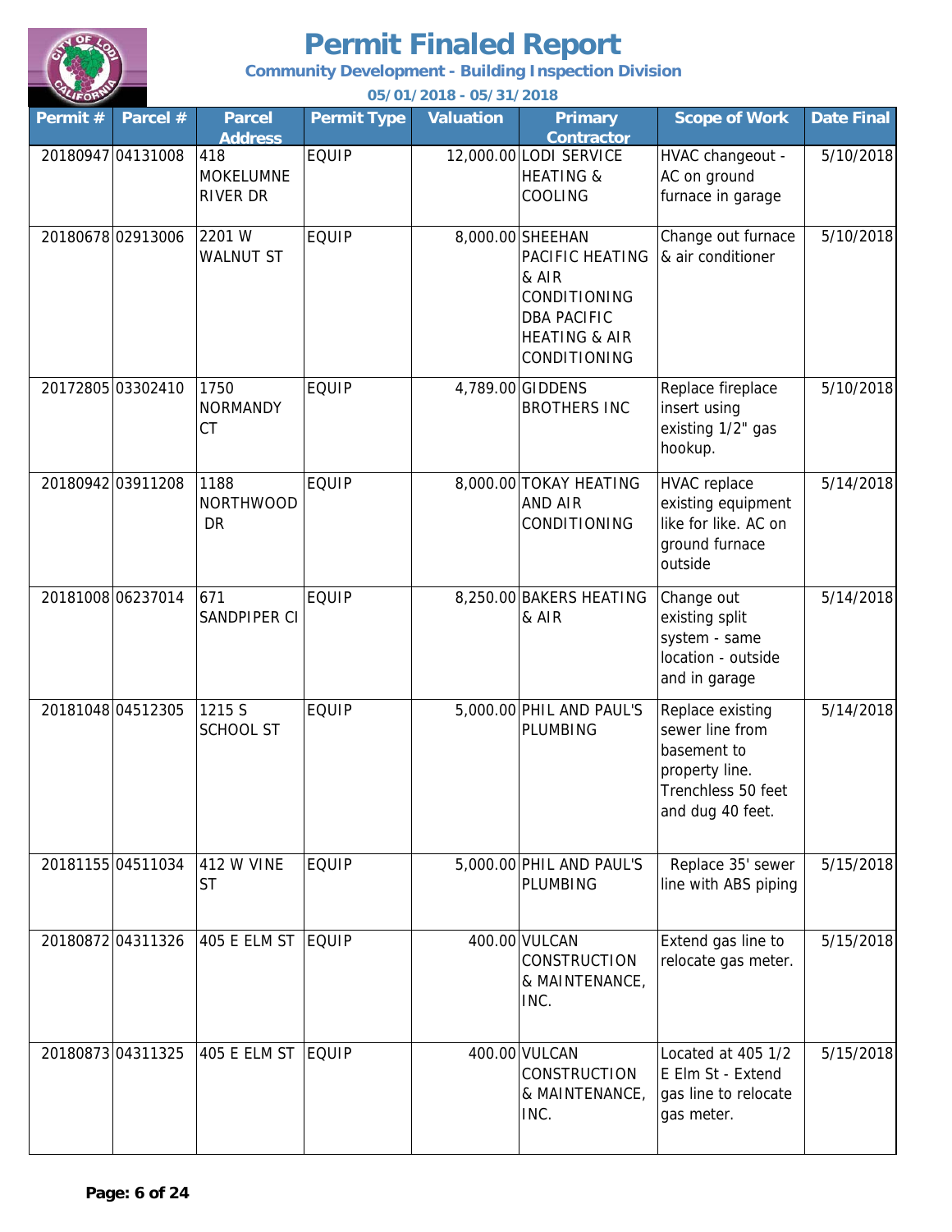# Permit Finaled Report

**Community Development - Building Inspection Division**

**05/01/2018 - 05/31/2018**

| Permit # | Parcel # | Parcel Address | Permit Type | Valuation | Primary Contractor | Scope of Work | Date Final |
|---|---|---|---|---|---|---|---|
| 20180947 | 04131008 | 418 MOKELUMNE RIVER DR | EQUIP | 12,000.00 | LODI SERVICE HEATING & COOLING | HVAC changeout - AC on ground furnace in garage | 5/10/2018 |
| 20180678 | 02913006 | 2201 W WALNUT ST | EQUIP | 8,000.00 | SHEEHAN PACIFIC HEATING & AIR CONDITIONING DBA PACIFIC HEATING & AIR CONDITIONING | Change out furnace & air conditioner | 5/10/2018 |
| 20172805 | 03302410 | 1750 NORMANDY CT | EQUIP | 4,789.00 | GIDDENS BROTHERS INC | Replace fireplace insert using existing 1/2" gas hookup. | 5/10/2018 |
| 20180942 | 03911208 | 1188 NORTHWOOD DR | EQUIP | 8,000.00 | TOKAY HEATING AND AIR CONDITIONING | HVAC replace existing equipment like for like. AC on ground furnace outside | 5/14/2018 |
| 20181008 | 06237014 | 671 SANDPIPER CI | EQUIP | 8,250.00 | BAKERS HEATING & AIR | Change out existing split system - same location - outside and in garage | 5/14/2018 |
| 20181048 | 04512305 | 1215 S SCHOOL ST | EQUIP | 5,000.00 | PHIL AND PAUL'S PLUMBING | Replace existing sewer line from basement to property line. Trenchless 50 feet and dug 40 feet. | 5/14/2018 |
| 20181155 | 04511034 | 412 W VINE ST | EQUIP | 5,000.00 | PHIL AND PAUL'S PLUMBING | Replace 35' sewer line with ABS piping | 5/15/2018 |
| 20180872 | 04311326 | 405 E ELM ST | EQUIP | 400.00 | VULCAN CONSTRUCTION & MAINTENANCE, INC. | Extend gas line to relocate gas meter. | 5/15/2018 |
| 20180873 | 04311325 | 405 E ELM ST | EQUIP | 400.00 | VULCAN CONSTRUCTION & MAINTENANCE, INC. | Located at 405 1/2 E Elm St - Extend gas line to relocate gas meter. | 5/15/2018 |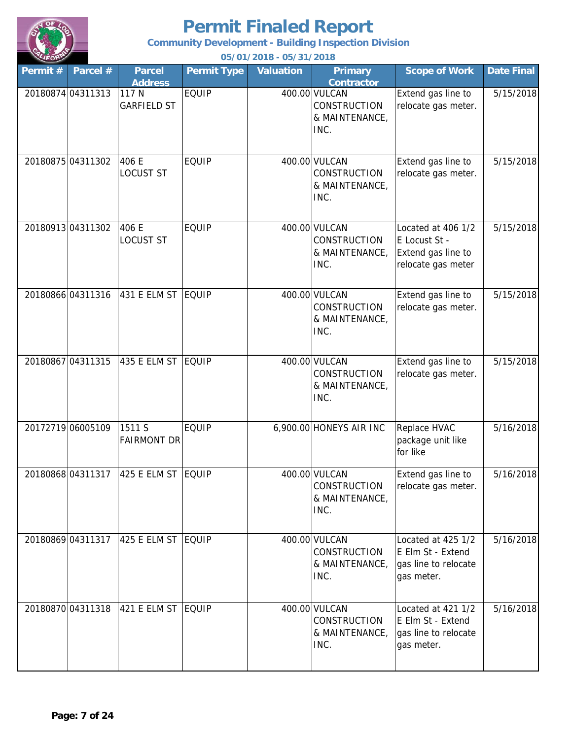# Permit Finaled Report

**Community Development - Building Inspection Division**

**05/01/2018 - 05/31/2018**

| Permit # | Parcel # | Parcel Address | Permit Type | Valuation | Primary Contractor | Scope of Work | Date Final |
|---|---|---|---|---|---|---|---|
| 20180874 | 04311313 | 117 N GARFIELD ST | EQUIP | 400.00 | VULCAN CONSTRUCTION & MAINTENANCE, INC. | Extend gas line to relocate gas meter. | 5/15/2018 |
| 20180875 | 04311302 | 406 E LOCUST ST | EQUIP | 400.00 | VULCAN CONSTRUCTION & MAINTENANCE, INC. | Extend gas line to relocate gas meter. | 5/15/2018 |
| 20180913 | 04311302 | 406 E LOCUST ST | EQUIP | 400.00 | VULCAN CONSTRUCTION & MAINTENANCE, INC. | Located at 406 1/2 E Locust St - Extend gas line to relocate gas meter | 5/15/2018 |
| 20180866 | 04311316 | 431 E ELM ST | EQUIP | 400.00 | VULCAN CONSTRUCTION & MAINTENANCE, INC. | Extend gas line to relocate gas meter. | 5/15/2018 |
| 20180867 | 04311315 | 435 E ELM ST | EQUIP | 400.00 | VULCAN CONSTRUCTION & MAINTENANCE, INC. | Extend gas line to relocate gas meter. | 5/15/2018 |
| 20172719 | 06005109 | 1511 S FAIRMONT DR | EQUIP | 6,900.00 | HONEYS AIR INC | Replace HVAC package unit like for like | 5/16/2018 |
| 20180868 | 04311317 | 425 E ELM ST | EQUIP | 400.00 | VULCAN CONSTRUCTION & MAINTENANCE, INC. | Extend gas line to relocate gas meter. | 5/16/2018 |
| 20180869 | 04311317 | 425 E ELM ST | EQUIP | 400.00 | VULCAN CONSTRUCTION & MAINTENANCE, INC. | Located at 425 1/2 E Elm St - Extend gas line to relocate gas meter. | 5/16/2018 |
| 20180870 | 04311318 | 421 E ELM ST | EQUIP | 400.00 | VULCAN CONSTRUCTION & MAINTENANCE, INC. | Located at 421 1/2 E Elm St - Extend gas line to relocate gas meter. | 5/16/2018 |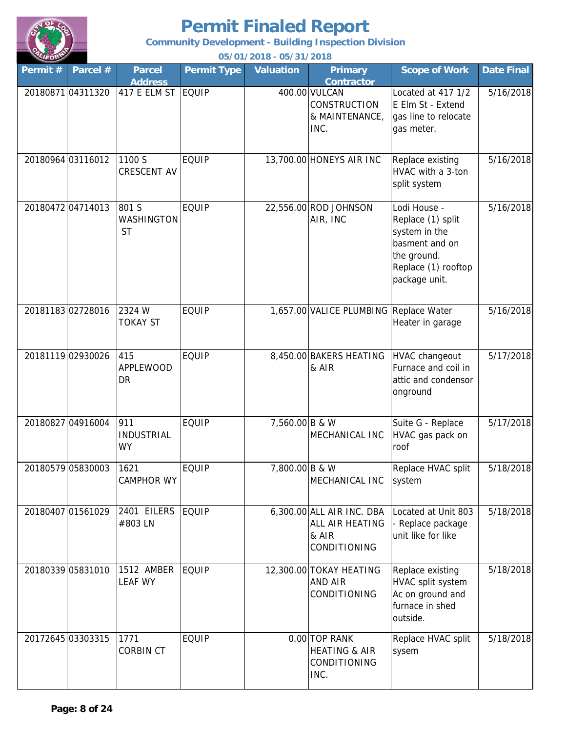# Permit Finaled Report

**Community Development - Building Inspection Division**

**05/01/2018 - 05/31/2018**

| Permit # | Parcel # | Parcel Address | Permit Type | Valuation | Primary Contractor | Scope of Work | Date Final |
|---|---|---|---|---|---|---|---|
| 20180871 | 04311320 | 417 E ELM ST | EQUIP | 400.00 | VULCAN CONSTRUCTION & MAINTENANCE, INC. | Located at 417 1/2 E Elm St - Extend gas line to relocate gas meter. | 5/16/2018 |
| 20180964 | 03116012 | 1100 S CRESCENT AV | EQUIP | 13,700.00 | HONEYS AIR INC | Replace existing HVAC with a 3-ton split system | 5/16/2018 |
| 20180472 | 04714013 | 801 S WASHINGTON ST | EQUIP | 22,556.00 | ROD JOHNSON AIR, INC | Lodi House - Replace (1) split system in the basment and on the ground. Replace (1) rooftop package unit. | 5/16/2018 |
| 20181183 | 02728016 | 2324 W TOKAY ST | EQUIP | 1,657.00 | VALICE PLUMBING | Replace Water Heater in garage | 5/16/2018 |
| 20181119 | 02930026 | 415 APPLEWOOD DR | EQUIP | 8,450.00 | BAKERS HEATING & AIR | HVAC changeout Furnace and coil in attic and condensor onground | 5/17/2018 |
| 20180827 | 04916004 | 911 INDUSTRIAL WY | EQUIP | 7,560.00 | B & W MECHANICAL INC | Suite G - Replace HVAC gas pack on roof | 5/17/2018 |
| 20180579 | 05830003 | 1621 CAMPHOR WY | EQUIP | 7,800.00 | B & W MECHANICAL INC | Replace HVAC split system | 5/18/2018 |
| 20180407 | 01561029 | 2401 EILERS #803 LN | EQUIP | 6,300.00 | ALL AIR INC. DBA ALL AIR HEATING & AIR CONDITIONING | Located at Unit 803 - Replace package unit like for like | 5/18/2018 |
| 20180339 | 05831010 | 1512 AMBER LEAF WY | EQUIP | 12,300.00 | TOKAY HEATING AND AIR CONDITIONING | Replace existing HVAC split system Ac on ground and furnace in shed outside. | 5/18/2018 |
| 20172645 | 03303315 | 1771 CORBIN CT | EQUIP | 0.00 | TOP RANK HEATING & AIR CONDITIONING INC. | Replace HVAC split sysem | 5/18/2018 |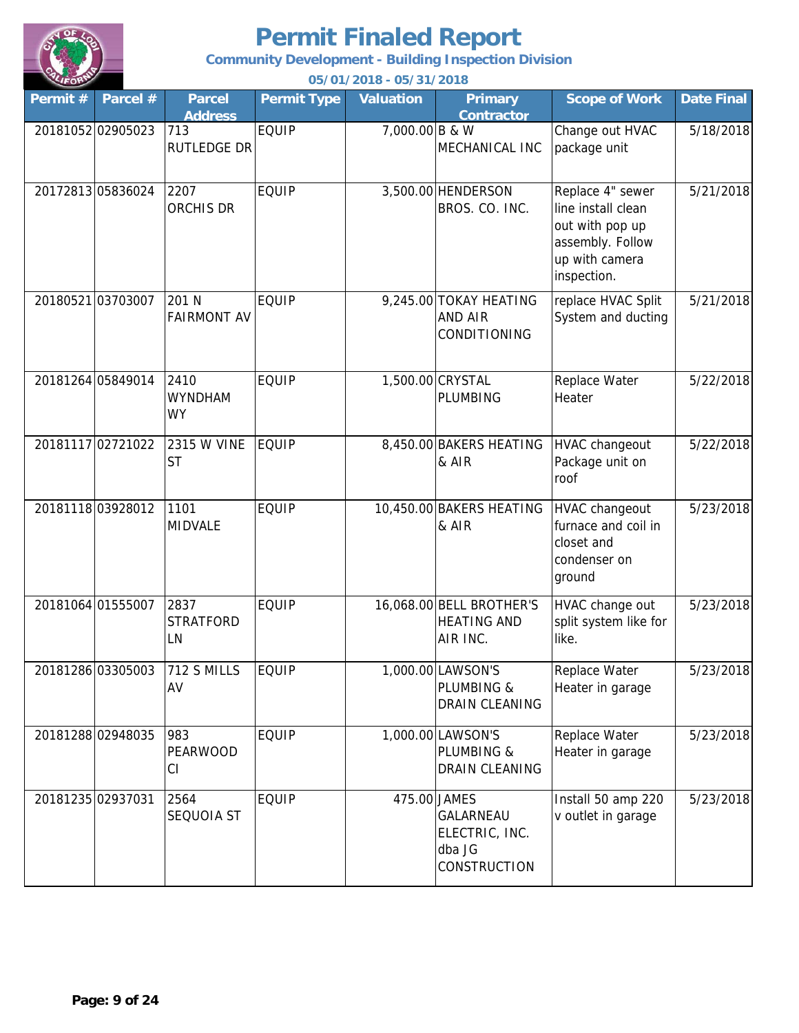# Permit Finaled Report

**Community Development - Building Inspection Division**

**05/01/2018 - 05/31/2018**

| Permit # | Parcel # | Parcel Address | Permit Type | Valuation | Primary Contractor | Scope of Work | Date Final |
|---|---|---|---|---|---|---|---|
| 20181052 | 02905023 | 713 RUTLEDGE DR | EQUIP | 7,000.00 | B & W MECHANICAL INC | Change out HVAC package unit | 5/18/2018 |
| 20172813 | 05836024 | 2207 ORCHIS DR | EQUIP | 3,500.00 | HENDERSON BROS. CO. INC. | Replace 4" sewer line install clean out with pop up assembly. Follow up with camera inspection. | 5/21/2018 |
| 20180521 | 03703007 | 201 N FAIRMONT AV | EQUIP | 9,245.00 | TOKAY HEATING AND AIR CONDITIONING | replace HVAC Split System and ducting | 5/21/2018 |
| 20181264 | 05849014 | 2410 WYNDHAM WY | EQUIP | 1,500.00 | CRYSTAL PLUMBING | Replace Water Heater | 5/22/2018 |
| 20181117 | 02721022 | 2315 W VINE ST | EQUIP | 8,450.00 | BAKERS HEATING & AIR | HVAC changeout Package unit on roof | 5/22/2018 |
| 20181118 | 03928012 | 1101 MIDVALE | EQUIP | 10,450.00 | BAKERS HEATING & AIR | HVAC changeout furnace and coil in closet and condenser on ground | 5/23/2018 |
| 20181064 | 01555007 | 2837 STRATFORD LN | EQUIP | 16,068.00 | BELL BROTHER'S HEATING AND AIR INC. | HVAC change out split system like for like. | 5/23/2018 |
| 20181286 | 03305003 | 712 S MILLS AV | EQUIP | 1,000.00 | LAWSON'S PLUMBING & DRAIN CLEANING | Replace Water Heater in garage | 5/23/2018 |
| 20181288 | 02948035 | 983 PEARWOOD CI | EQUIP | 1,000.00 | LAWSON'S PLUMBING & DRAIN CLEANING | Replace Water Heater in garage | 5/23/2018 |
| 20181235 | 02937031 | 2564 SEQUOIA ST | EQUIP | 475.00 | JAMES GALARNEAU ELECTRIC, INC. dba JG CONSTRUCTION | Install 50 amp 220 v outlet in garage | 5/23/2018 |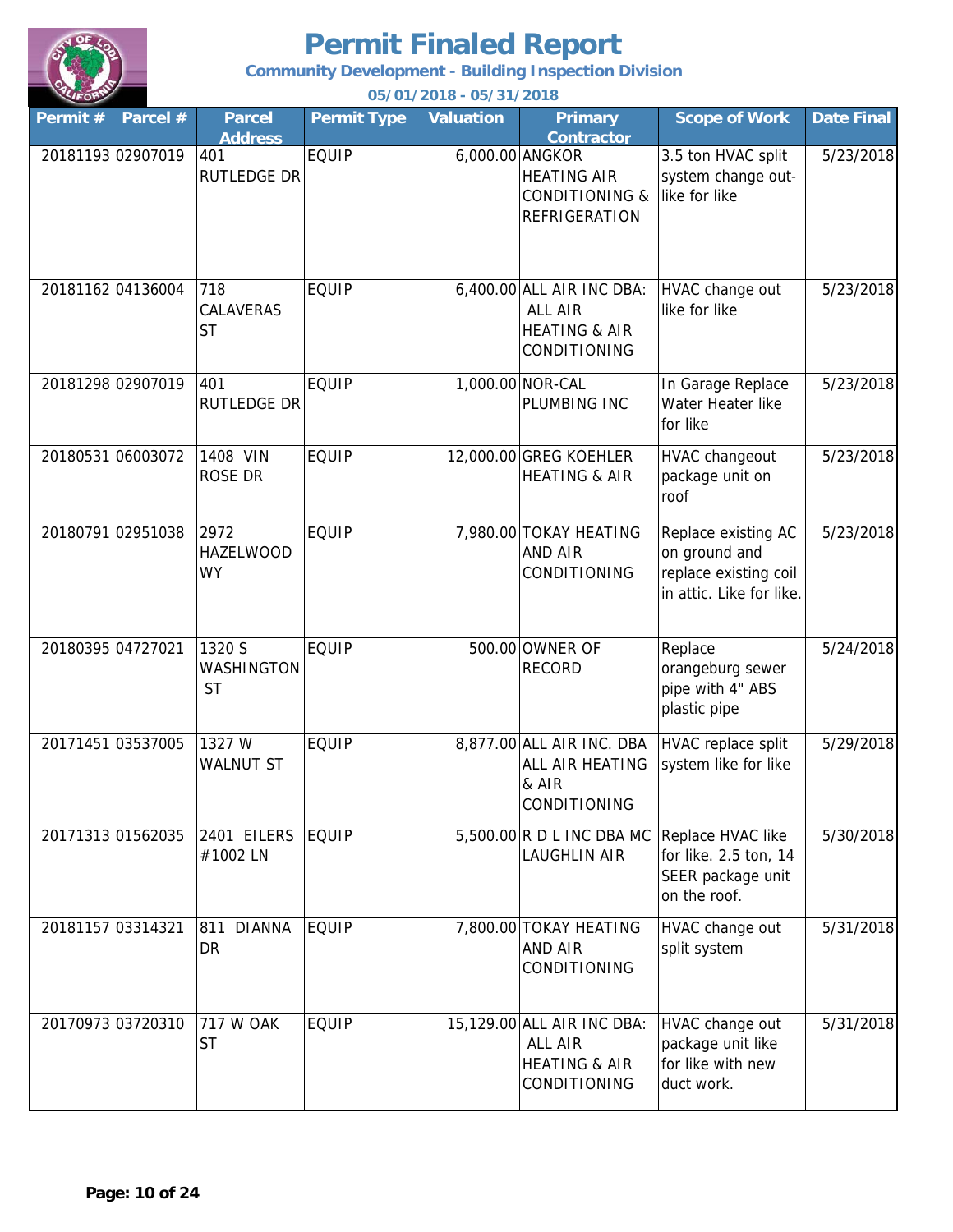# Permit Finaled Report

**Community Development - Building Inspection Division**

**05/01/2018 - 05/31/2018**

| Permit # | Parcel # | Parcel Address | Permit Type | Valuation | Primary Contractor | Scope of Work | Date Final |
|---|---|---|---|---|---|---|---|
| 20181193 | 02907019 | 401 RUTLEDGE DR | EQUIP | 6,000.00 | ANGKOR HEATING AIR CONDITIONING & REFRIGERATION | 3.5 ton HVAC split system change out- like for like | 5/23/2018 |
| 20181162 | 04136004 | 718 CALAVERAS ST | EQUIP | 6,400.00 | ALL AIR INC DBA: ALL AIR HEATING & AIR CONDITIONING | HVAC change out like for like | 5/23/2018 |
| 20181298 | 02907019 | 401 RUTLEDGE DR | EQUIP | 1,000.00 | NOR-CAL PLUMBING INC | In Garage Replace Water Heater like for like | 5/23/2018 |
| 20180531 | 06003072 | 1408 VIN ROSE DR | EQUIP | 12,000.00 | GREG KOEHLER HEATING & AIR | HVAC changeout package unit on roof | 5/23/2018 |
| 20180791 | 02951038 | 2972 HAZELWOOD WY | EQUIP | 7,980.00 | TOKAY HEATING AND AIR CONDITIONING | Replace existing AC on ground and replace existing coil in attic. Like for like. | 5/23/2018 |
| 20180395 | 04727021 | 1320 S WASHINGTON ST | EQUIP | 500.00 | OWNER OF RECORD | Replace orangeburg sewer pipe with 4" ABS plastic pipe | 5/24/2018 |
| 20171451 | 03537005 | 1327 W WALNUT ST | EQUIP | 8,877.00 | ALL AIR INC. DBA ALL AIR HEATING & AIR CONDITIONING | HVAC replace split system like for like | 5/29/2018 |
| 20171313 | 01562035 | 2401 EILERS #1002 LN | EQUIP | 5,500.00 | R D L INC DBA MC LAUGHLIN AIR | Replace HVAC like for like. 2.5 ton, 14 SEER package unit on the roof. | 5/30/2018 |
| 20181157 | 03314321 | 811 DIANNA DR | EQUIP | 7,800.00 | TOKAY HEATING AND AIR CONDITIONING | HVAC change out split system | 5/31/2018 |
| 20170973 | 03720310 | 717 W OAK ST | EQUIP | 15,129.00 | ALL AIR INC DBA: ALL AIR HEATING & AIR CONDITIONING | HVAC change out package unit like for like with new duct work. | 5/31/2018 |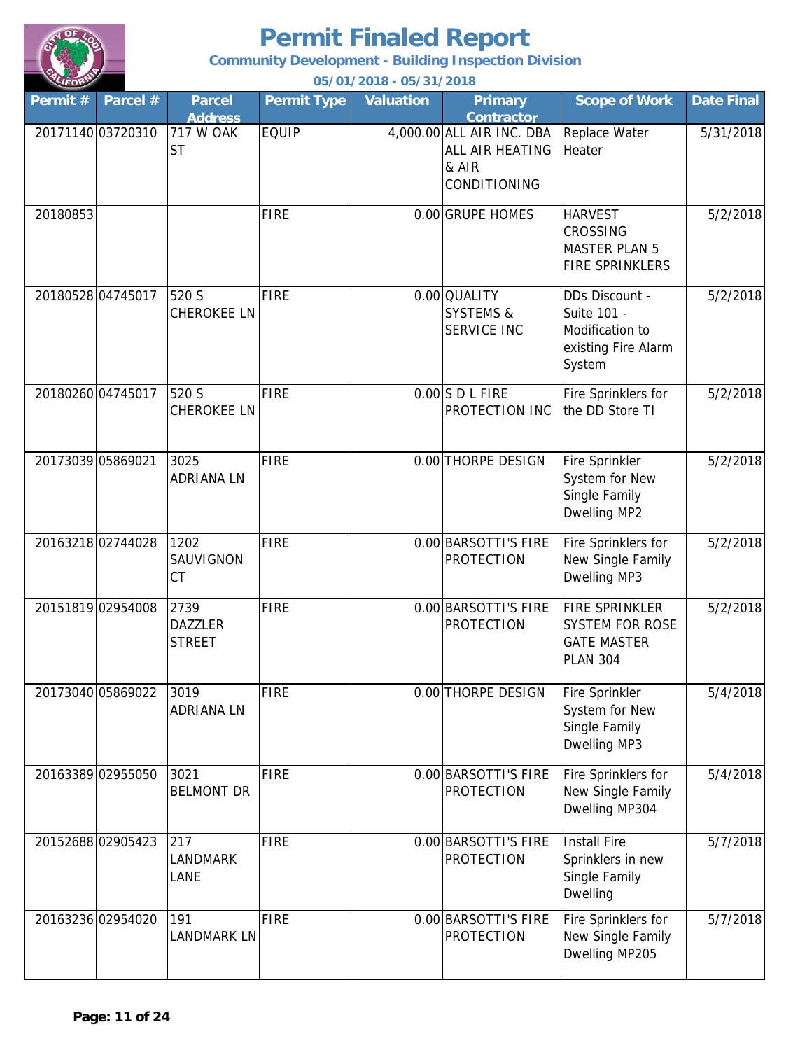# Permit Finaled Report

**Community Development - Building Inspection Division**

**05/01/2018 - 05/31/2018**

| Permit # | Parcel # | Parcel Address | Permit Type | Valuation | Primary Contractor | Scope of Work | Date Final |
|---|---|---|---|---|---|---|---|
| 20171140 | 03720310 | 717 W OAK ST | EQUIP | 4,000.00 | ALL AIR INC. DBA ALL AIR HEATING & AIR CONDITIONING | Replace Water Heater | 5/31/2018 |
| 20180853 | | | FIRE | 0.00 | GRUPE HOMES | HARVEST CROSSING MASTER PLAN 5 FIRE SPRINKLERS | 5/2/2018 |
| 20180528 | 04745017 | 520 S CHEROKEE LN | FIRE | 0.00 | QUALITY SYSTEMS & SERVICE INC | DDs Discount - Suite 101 - Modification to existing Fire Alarm System | 5/2/2018 |
| 20180260 | 04745017 | 520 S CHEROKEE LN | FIRE | 0.00 | S D L FIRE PROTECTION INC | Fire Sprinklers for the DD Store TI | 5/2/2018 |
| 20173039 | 05869021 | 3025 ADRIANA LN | FIRE | 0.00 | THORPE DESIGN | Fire Sprinkler System for New Single Family Dwelling MP2 | 5/2/2018 |
| 20163218 | 02744028 | 1202 SAUVIGNON CT | FIRE | 0.00 | BARSOTTI'S FIRE PROTECTION | Fire Sprinklers for New Single Family Dwelling MP3 | 5/2/2018 |
| 20151819 | 02954008 | 2739 DAZZLER STREET | FIRE | 0.00 | BARSOTTI'S FIRE PROTECTION | FIRE SPRINKLER SYSTEM FOR ROSE GATE MASTER PLAN 304 | 5/2/2018 |
| 20173040 | 05869022 | 3019 ADRIANA LN | FIRE | 0.00 | THORPE DESIGN | Fire Sprinkler System for New Single Family Dwelling MP3 | 5/4/2018 |
| 20163389 | 02955050 | 3021 BELMONT DR | FIRE | 0.00 | BARSOTTI'S FIRE PROTECTION | Fire Sprinklers for New Single Family Dwelling MP304 | 5/4/2018 |
| 20152688 | 02905423 | 217 LANDMARK LANE | FIRE | 0.00 | BARSOTTI'S FIRE PROTECTION | Install Fire Sprinklers in new Single Family Dwelling | 5/7/2018 |
| 20163236 | 02954020 | 191 LANDMARK LN | FIRE | 0.00 | BARSOTTI'S FIRE PROTECTION | Fire Sprinklers for New Single Family Dwelling MP205 | 5/7/2018 |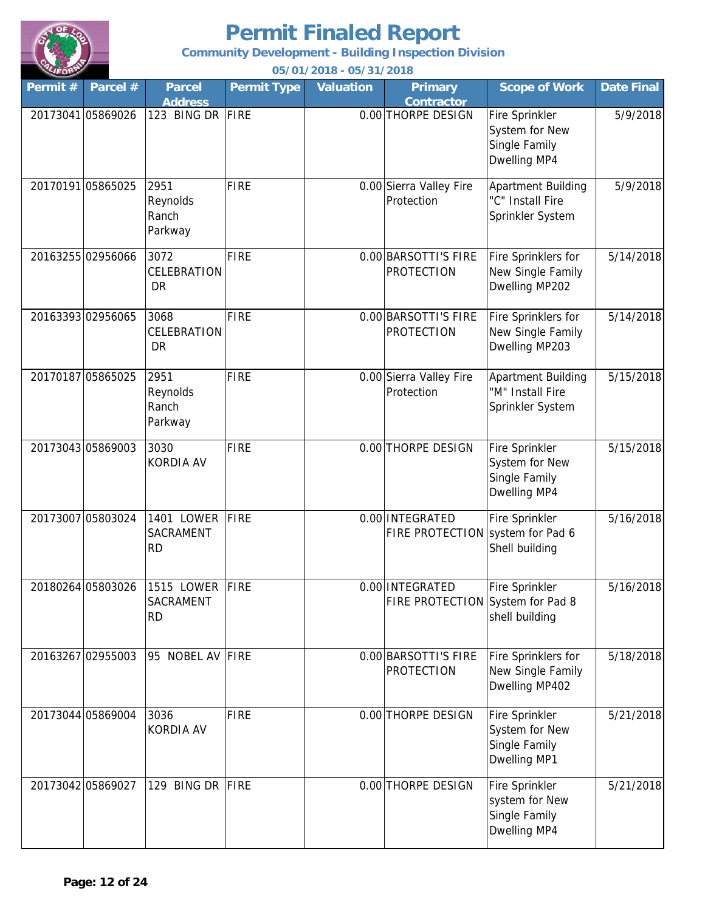# Permit Finaled Report

**Community Development - Building Inspection Division**

**05/01/2018 - 05/31/2018**

| Permit # | Parcel # | Parcel Address | Permit Type | Valuation | Primary Contractor | Scope of Work | Date Final |
|---|---|---|---|---|---|---|---|
| 20173041 | 05869026 | 123 BING DR | FIRE | 0.00 | THORPE DESIGN | Fire Sprinkler System for New Single Family Dwelling MP4 | 5/9/2018 |
| 20170191 | 05865025 | 2951 Reynolds Ranch Parkway | FIRE | 0.00 | Sierra Valley Fire Protection | Apartment Building "C" Install Fire Sprinkler System | 5/9/2018 |
| 20163255 | 02956066 | 3072 CELEBRATION DR | FIRE | 0.00 | BARSOTTI'S FIRE PROTECTION | Fire Sprinklers for New Single Family Dwelling MP202 | 5/14/2018 |
| 20163393 | 02956065 | 3068 CELEBRATION DR | FIRE | 0.00 | BARSOTTI'S FIRE PROTECTION | Fire Sprinklers for New Single Family Dwelling MP203 | 5/14/2018 |
| 20170187 | 05865025 | 2951 Reynolds Ranch Parkway | FIRE | 0.00 | Sierra Valley Fire Protection | Apartment Building "M" Install Fire Sprinkler System | 5/15/2018 |
| 20173043 | 05869003 | 3030 KORDIA AV | FIRE | 0.00 | THORPE DESIGN | Fire Sprinkler System for New Single Family Dwelling MP4 | 5/15/2018 |
| 20173007 | 05803024 | 1401 LOWER SACRAMENT RD | FIRE | 0.00 | INTEGRATED FIRE PROTECTION | Fire Sprinkler system for Pad 6 Shell building | 5/16/2018 |
| 20180264 | 05803026 | 1515 LOWER SACRAMENT RD | FIRE | 0.00 | INTEGRATED FIRE PROTECTION | Fire Sprinkler System for Pad 8 shell building | 5/16/2018 |
| 20163267 | 02955003 | 95 NOBEL AV | FIRE | 0.00 | BARSOTTI'S FIRE PROTECTION | Fire Sprinklers for New Single Family Dwelling MP402 | 5/18/2018 |
| 20173044 | 05869004 | 3036 KORDIA AV | FIRE | 0.00 | THORPE DESIGN | Fire Sprinkler System for New Single Family Dwelling MP1 | 5/21/2018 |
| 20173042 | 05869027 | 129 BING DR | FIRE | 0.00 | THORPE DESIGN | Fire Sprinkler system for New Single Family Dwelling MP4 | 5/21/2018 |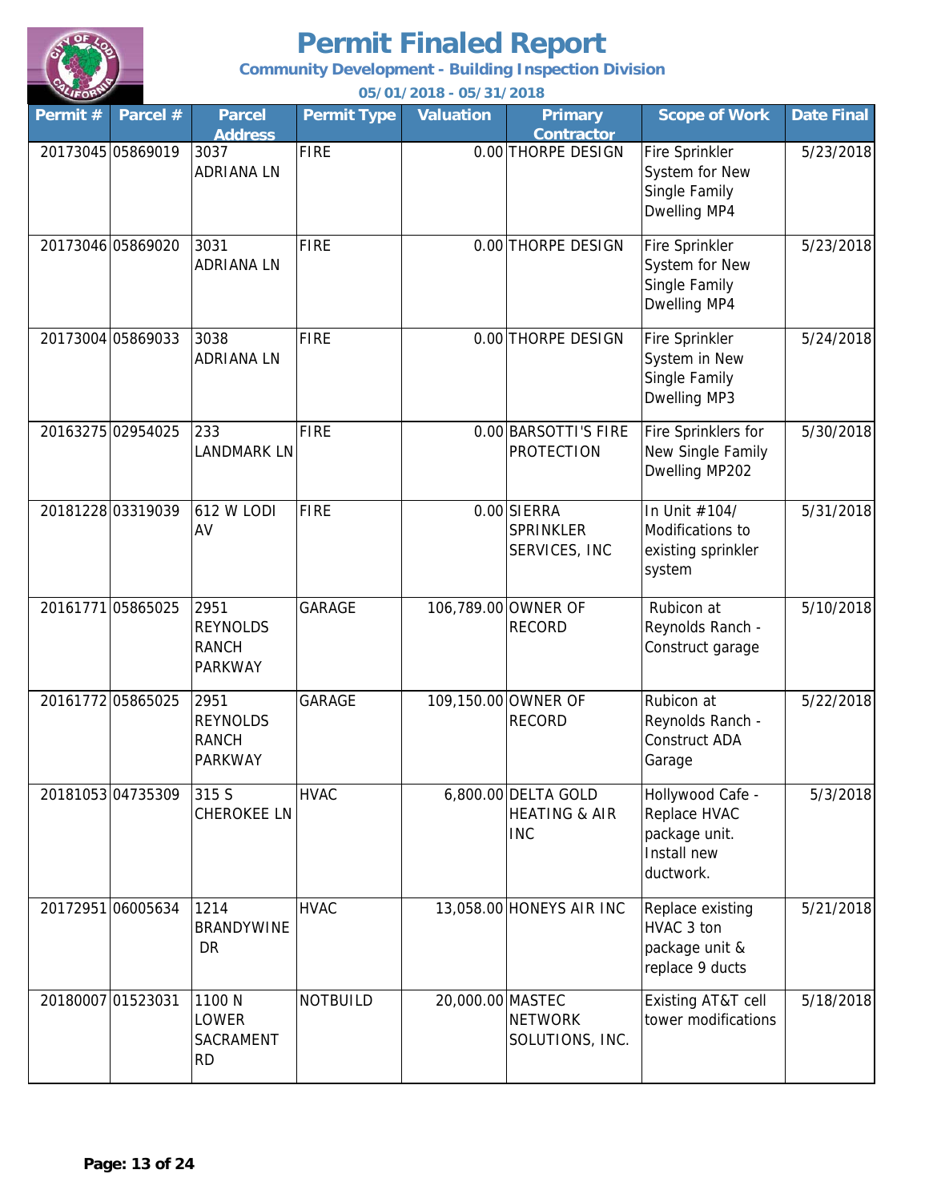# Permit Finaled Report

**Community Development - Building Inspection Division**

**05/01/2018 - 05/31/2018**

| Permit # | Parcel # | Parcel Address | Permit Type | Valuation | Primary Contractor | Scope of Work | Date Final |
|---|---|---|---|---|---|---|---|
| 20173045 | 05869019 | 3037 ADRIANA LN | FIRE | 0.00 | THORPE DESIGN | Fire Sprinkler System for New Single Family Dwelling MP4 | 5/23/2018 |
| 20173046 | 05869020 | 3031 ADRIANA LN | FIRE | 0.00 | THORPE DESIGN | Fire Sprinkler System for New Single Family Dwelling MP4 | 5/23/2018 |
| 20173004 | 05869033 | 3038 ADRIANA LN | FIRE | 0.00 | THORPE DESIGN | Fire Sprinkler System in New Single Family Dwelling MP3 | 5/24/2018 |
| 20163275 | 02954025 | 233 LANDMARK LN | FIRE | 0.00 | BARSOTTI'S FIRE PROTECTION | Fire Sprinklers for New Single Family Dwelling MP202 | 5/30/2018 |
| 20181228 | 03319039 | 612 W LODI AV | FIRE | 0.00 | SIERRA SPRINKLER SERVICES, INC | In Unit #104/ Modifications to existing sprinkler system | 5/31/2018 |
| 20161771 | 05865025 | 2951 REYNOLDS RANCH PARKWAY | GARAGE | 106,789.00 | OWNER OF RECORD | Rubicon at Reynolds Ranch - Construct garage | 5/10/2018 |
| 20161772 | 05865025 | 2951 REYNOLDS RANCH PARKWAY | GARAGE | 109,150.00 | OWNER OF RECORD | Rubicon at Reynolds Ranch - Construct ADA Garage | 5/22/2018 |
| 20181053 | 04735309 | 315 S CHEROKEE LN | HVAC | 6,800.00 | DELTA GOLD HEATING & AIR INC | Hollywood Cafe - Replace HVAC package unit. Install new ductwork. | 5/3/2018 |
| 20172951 | 06005634 | 1214 BRANDYWINE DR | HVAC | 13,058.00 | HONEYS AIR INC | Replace existing HVAC 3 ton package unit & replace 9 ducts | 5/21/2018 |
| 20180007 | 01523031 | 1100 N LOWER SACRAMENT RD | NOTBUILD | 20,000.00 | MASTEC NETWORK SOLUTIONS, INC. | Existing AT&T cell tower modifications | 5/18/2018 |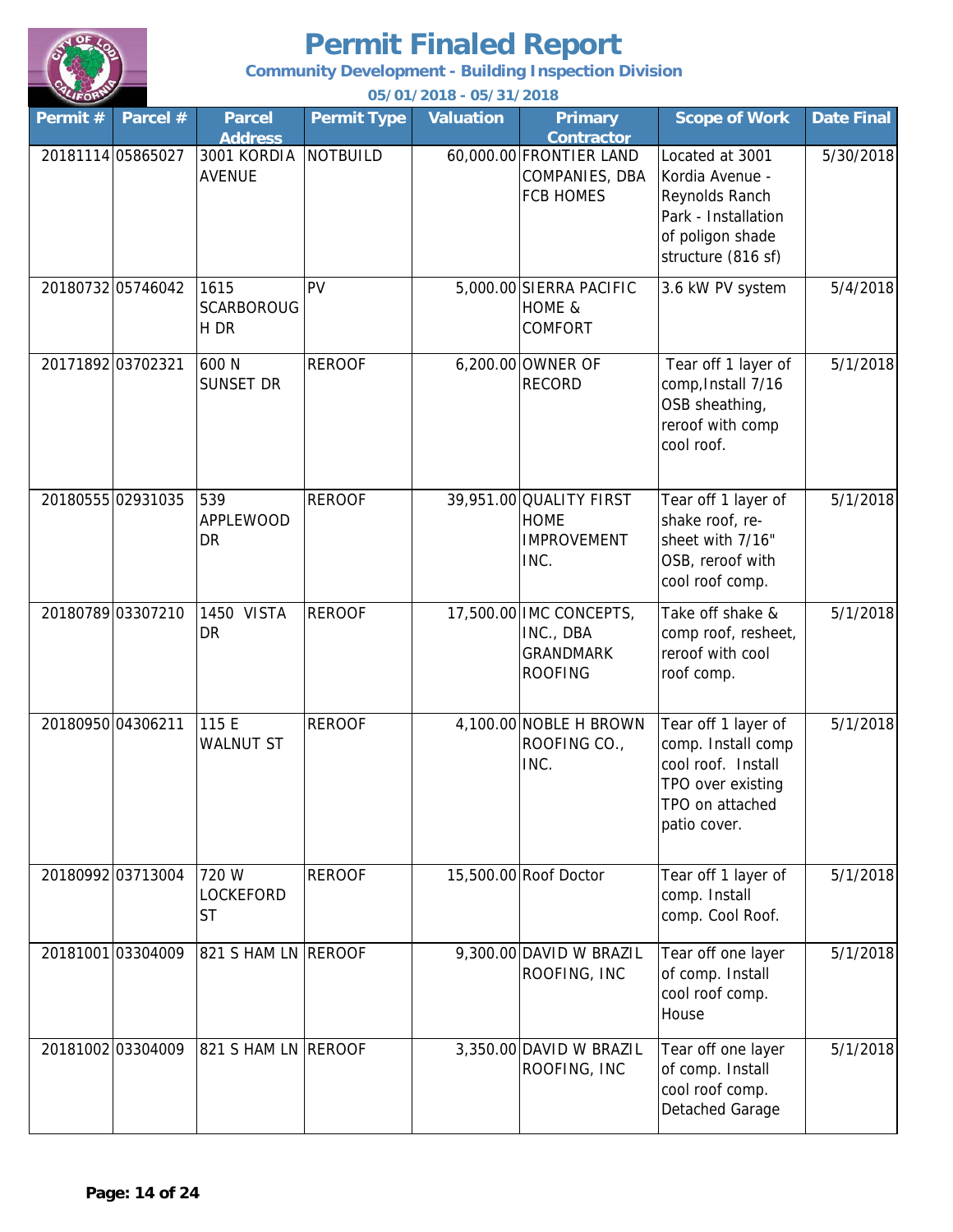# Permit Finaled Report

**Community Development - Building Inspection Division**

**05/01/2018 - 05/31/2018**

| Permit # | Parcel # | Parcel Address | Permit Type | Valuation | Primary Contractor | Scope of Work | Date Final |
|---|---|---|---|---|---|---|---|
| 20181114 | 05865027 | 3001 KORDIA AVENUE | NOTBUILD | 60,000.00 | FRONTIER LAND COMPANIES, DBA FCB HOMES | Located at 3001 Kordia Avenue - Reynolds Ranch Park - Installation of poligon shade structure (816 sf) | 5/30/2018 |
| 20180732 | 05746042 | 1615 SCARBOROUGH DR | PV | 5,000.00 | SIERRA PACIFIC HOME & COMFORT | 3.6 kW PV system | 5/4/2018 |
| 20171892 | 03702321 | 600 N SUNSET DR | REROOF | 6,200.00 | OWNER OF RECORD | Tear off 1 layer of comp,Install 7/16 OSB sheathing, reroof with comp cool roof. | 5/1/2018 |
| 20180555 | 02931035 | 539 APPLEWOOD DR | REROOF | 39,951.00 | QUALITY FIRST HOME IMPROVEMENT INC. | Tear off 1 layer of shake roof, re-sheet with 7/16" OSB, reroof with cool roof comp. | 5/1/2018 |
| 20180789 | 03307210 | 1450 VISTA DR | REROOF | 17,500.00 | IMC CONCEPTS, INC., DBA GRANDMARK ROOFING | Take off shake & comp roof, resheet, reroof with cool roof comp. | 5/1/2018 |
| 20180950 | 04306211 | 115 E WALNUT ST | REROOF | 4,100.00 | NOBLE H BROWN ROOFING CO., INC. | Tear off 1 layer of comp. Install comp cool roof. Install TPO over existing TPO on attached patio cover. | 5/1/2018 |
| 20180992 | 03713004 | 720 W LOCKEFORD ST | REROOF | 15,500.00 | Roof Doctor | Tear off 1 layer of comp. Install comp. Cool Roof. | 5/1/2018 |
| 20181001 | 03304009 | 821 S HAM LN | REROOF | 9,300.00 | DAVID W BRAZIL ROOFING, INC | Tear off one layer of comp. Install cool roof comp. House | 5/1/2018 |
| 20181002 | 03304009 | 821 S HAM LN | REROOF | 3,350.00 | DAVID W BRAZIL ROOFING, INC | Tear off one layer of comp. Install cool roof comp. Detached Garage | 5/1/2018 |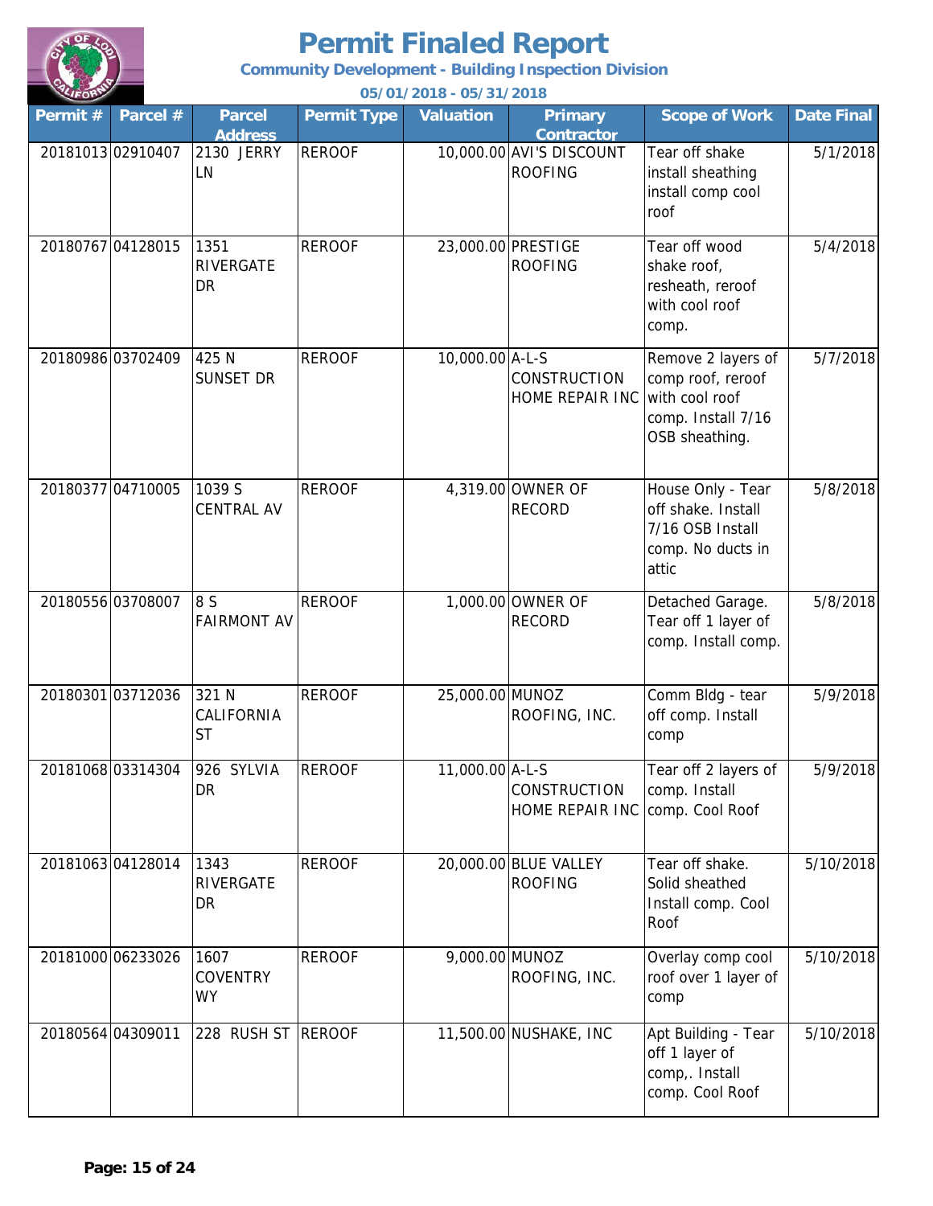# Permit Finaled Report

**Community Development - Building Inspection Division**

**05/01/2018 - 05/31/2018**

| Permit # | Parcel # | Parcel Address | Permit Type | Valuation | Primary Contractor | Scope of Work | Date Final |
|---|---|---|---|---|---|---|---|
| 20181013 | 02910407 | 2130 JERRY LN | REROOF | 10,000.00 | AVI'S DISCOUNT ROOFING | Tear off shake install sheathing install comp cool roof | 5/1/2018 |
| 20180767 | 04128015 | 1351 RIVERGATE DR | REROOF | 23,000.00 | PRESTIGE ROOFING | Tear off wood shake roof, resheath, reroof with cool roof comp. | 5/4/2018 |
| 20180986 | 03702409 | 425 N SUNSET DR | REROOF | 10,000.00 | A-L-S CONSTRUCTION HOME REPAIR INC | Remove 2 layers of comp roof, reroof with cool roof comp. Install 7/16 OSB sheathing. | 5/7/2018 |
| 20180377 | 04710005 | 1039 S CENTRAL AV | REROOF | 4,319.00 | OWNER OF RECORD | House Only - Tear off shake. Install 7/16 OSB Install comp. No ducts in attic | 5/8/2018 |
| 20180556 | 03708007 | 8 S FAIRMONT AV | REROOF | 1,000.00 | OWNER OF RECORD | Detached Garage. Tear off 1 layer of comp. Install comp. | 5/8/2018 |
| 20180301 | 03712036 | 321 N CALIFORNIA ST | REROOF | 25,000.00 | MUNOZ ROOFING, INC. | Comm Bldg - tear off comp. Install comp | 5/9/2018 |
| 20181068 | 03314304 | 926 SYLVIA DR | REROOF | 11,000.00 | A-L-S CONSTRUCTION HOME REPAIR INC | Tear off 2 layers of comp. Install comp. Cool Roof | 5/9/2018 |
| 20181063 | 04128014 | 1343 RIVERGATE DR | REROOF | 20,000.00 | BLUE VALLEY ROOFING | Tear off shake. Solid sheathed Install comp. Cool Roof | 5/10/2018 |
| 20181000 | 06233026 | 1607 COVENTRY WY | REROOF | 9,000.00 | MUNOZ ROOFING, INC. | Overlay comp cool roof over 1 layer of comp | 5/10/2018 |
| 20180564 | 04309011 | 228 RUSH ST | REROOF | 11,500.00 | NUSHAKE, INC | Apt Building - Tear off 1 layer of comp,. Install comp. Cool Roof | 5/10/2018 |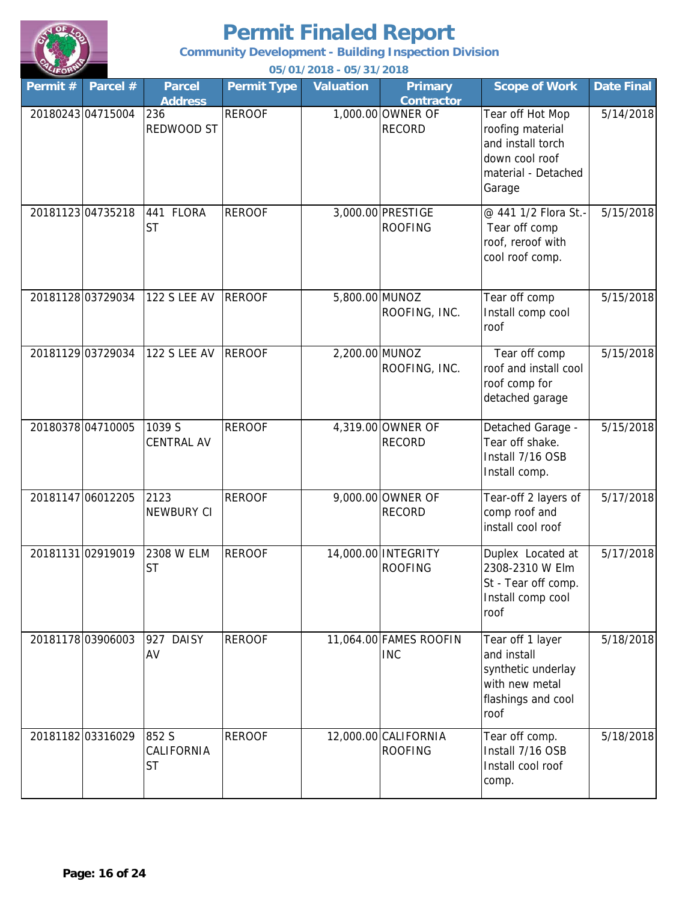# Permit Finaled Report

**Community Development - Building Inspection Division**

**05/01/2018 - 05/31/2018**

| Permit # | Parcel # | Parcel Address | Permit Type | Valuation | Primary Contractor | Scope of Work | Date Final |
|---|---|---|---|---|---|---|---|
| 20180243 | 04715004 | 236 REDWOOD ST | REROOF | 1,000.00 | OWNER OF RECORD | Tear off Hot Mop roofing material and install torch down cool roof material - Detached Garage | 5/14/2018 |
| 20181123 | 04735218 | 441 FLORA ST | REROOF | 3,000.00 | PRESTIGE ROOFING | @ 441 1/2 Flora St.- Tear off comp roof, reroof with cool roof comp. | 5/15/2018 |
| 20181128 | 03729034 | 122 S LEE AV | REROOF | 5,800.00 | MUNOZ ROOFING, INC. | Tear off comp Install comp cool roof | 5/15/2018 |
| 20181129 | 03729034 | 122 S LEE AV | REROOF | 2,200.00 | MUNOZ ROOFING, INC. | Tear off comp roof and install cool roof comp for detached garage | 5/15/2018 |
| 20180378 | 04710005 | 1039 S CENTRAL AV | REROOF | 4,319.00 | OWNER OF RECORD | Detached Garage - Tear off shake. Install 7/16 OSB Install comp. | 5/15/2018 |
| 20181147 | 06012205 | 2123 NEWBURY CI | REROOF | 9,000.00 | OWNER OF RECORD | Tear-off 2 layers of comp roof and install cool roof | 5/17/2018 |
| 20181131 | 02919019 | 2308 W ELM ST | REROOF | 14,000.00 | INTEGRITY ROOFING | Duplex Located at 2308-2310 W Elm St - Tear off comp. Install comp cool roof | 5/17/2018 |
| 20181178 | 03906003 | 927 DAISY AV | REROOF | 11,064.00 | FAMES ROOFIN INC | Tear off 1 layer and install synthetic underlay with new metal flashings and cool roof | 5/18/2018 |
| 20181182 | 03316029 | 852 S CALIFORNIA ST | REROOF | 12,000.00 | CALIFORNIA ROOFING | Tear off comp. Install 7/16 OSB Install cool roof comp. | 5/18/2018 |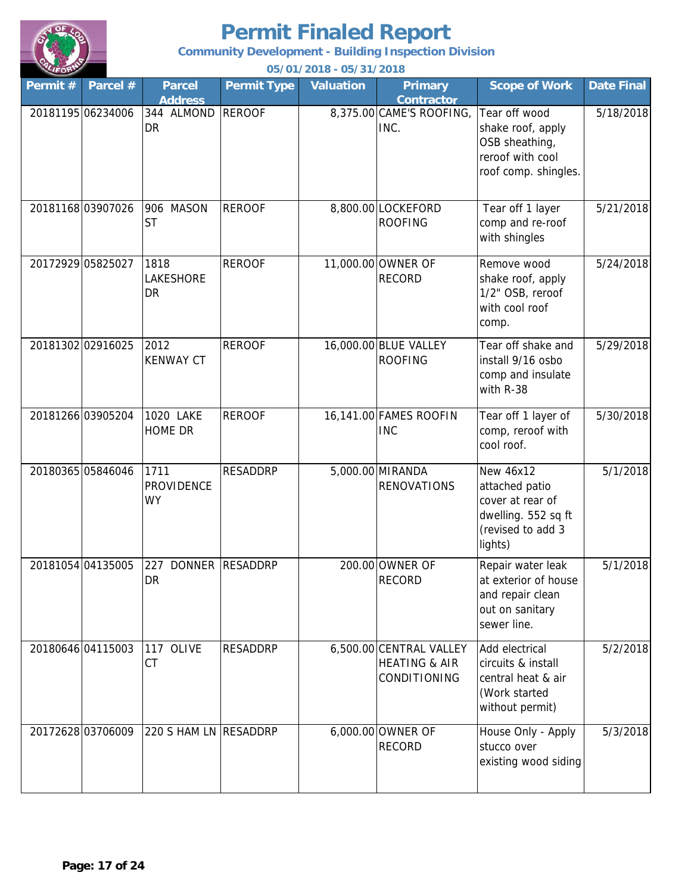# Permit Finaled Report

**Community Development - Building Inspection Division**

**05/01/2018 - 05/31/2018**

| Permit # | Parcel # | Parcel Address | Permit Type | Valuation | Primary Contractor | Scope of Work | Date Final |
|---|---|---|---|---|---|---|---|
| 20181195 | 06234006 | 344 ALMOND DR | REROOF | 8,375.00 | CAME'S ROOFING, INC. | Tear off wood shake roof, apply OSB sheathing, reroof with cool roof comp. shingles. | 5/18/2018 |
| 20181168 | 03907026 | 906 MASON ST | REROOF | 8,800.00 | LOCKEFORD ROOFING | Tear off 1 layer comp and re-roof with shingles | 5/21/2018 |
| 20172929 | 05825027 | 1818 LAKESHORE DR | REROOF | 11,000.00 | OWNER OF RECORD | Remove wood shake roof, apply 1/2" OSB, reroof with cool roof comp. | 5/24/2018 |
| 20181302 | 02916025 | 2012 KENWAY CT | REROOF | 16,000.00 | BLUE VALLEY ROOFING | Tear off shake and install 9/16 osbo comp and insulate with R-38 | 5/29/2018 |
| 20181266 | 03905204 | 1020 LAKE HOME DR | REROOF | 16,141.00 | FAMES ROOFIN INC | Tear off 1 layer of comp, reroof with cool roof. | 5/30/2018 |
| 20180365 | 05846046 | 1711 PROVIDENCE WY | RESADDRP | 5,000.00 | MIRANDA RENOVATIONS | New 46x12 attached patio cover at rear of dwelling. 552 sq ft (revised to add 3 lights) | 5/1/2018 |
| 20181054 | 04135005 | 227 DONNER DR | RESADDRP | 200.00 | OWNER OF RECORD | Repair water leak at exterior of house and repair clean out on sanitary sewer line. | 5/1/2018 |
| 20180646 | 04115003 | 117 OLIVE CT | RESADDRP | 6,500.00 | CENTRAL VALLEY HEATING & AIR CONDITIONING | Add electrical circuits & install central heat & air (Work started without permit) | 5/2/2018 |
| 20172628 | 03706009 | 220 S HAM LN | RESADDRP | 6,000.00 | OWNER OF RECORD | House Only - Apply stucco over existing wood siding | 5/3/2018 |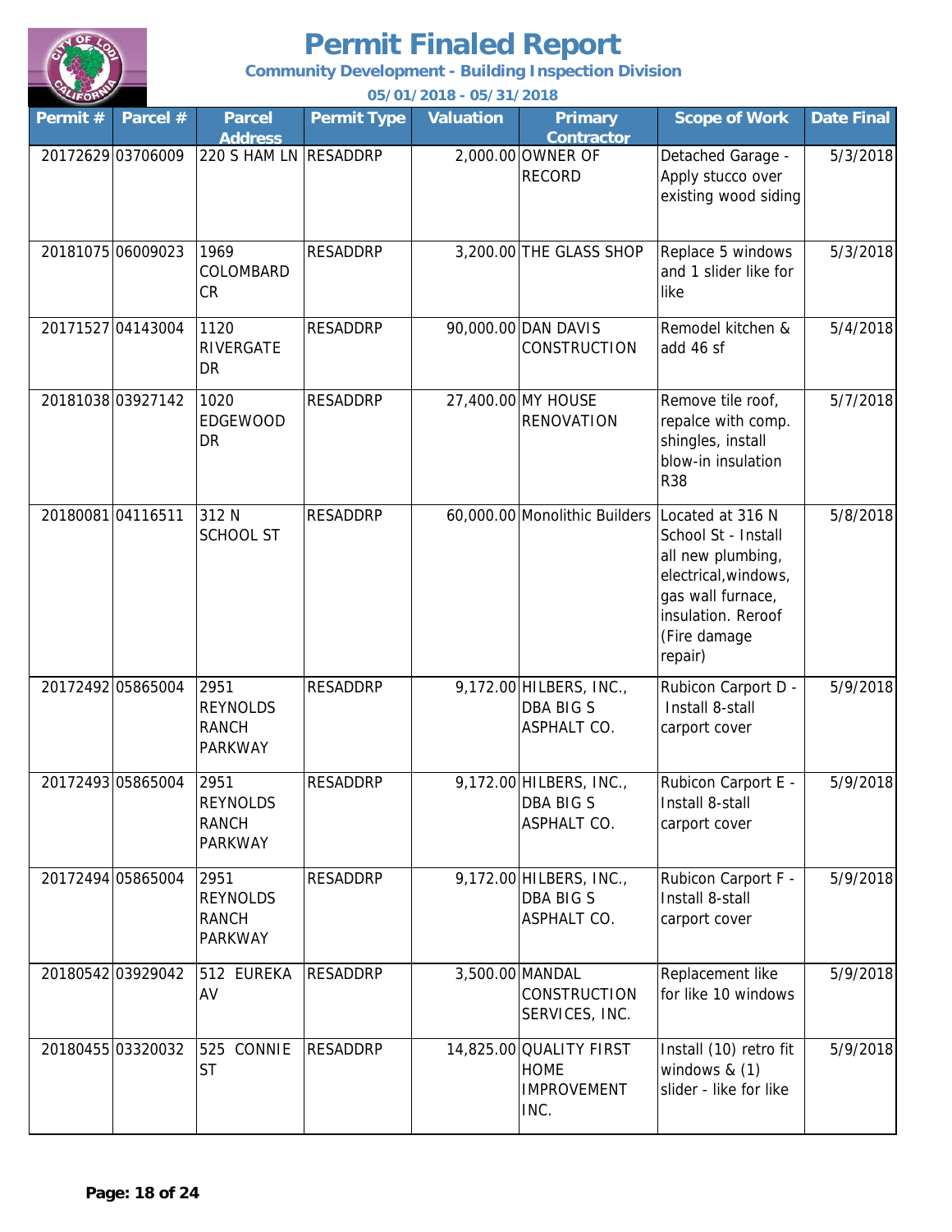# Permit Finaled Report

**Community Development - Building Inspection Division**

**05/01/2018 - 05/31/2018**

| Permit # | Parcel # | Parcel Address | Permit Type | Valuation | Primary Contractor | Scope of Work | Date Final |
|---|---|---|---|---|---|---|---|
| 20172629 | 03706009 | 220 S HAM LN | RESADDRP | 2,000.00 | OWNER OF RECORD | Detached Garage - Apply stucco over existing wood siding | 5/3/2018 |
| 20181075 | 06009023 | 1969 COLOMBARD CR | RESADDRP | 3,200.00 | THE GLASS SHOP | Replace 5 windows and 1 slider like for like | 5/3/2018 |
| 20171527 | 04143004 | 1120 RIVERGATE DR | RESADDRP | 90,000.00 | DAN DAVIS CONSTRUCTION | Remodel kitchen & add 46 sf | 5/4/2018 |
| 20181038 | 03927142 | 1020 EDGEWOOD DR | RESADDRP | 27,400.00 | MY HOUSE RENOVATION | Remove tile roof, repalce with comp. shingles, install blow-in insulation R38 | 5/7/2018 |
| 20180081 | 04116511 | 312 N SCHOOL ST | RESADDRP | 60,000.00 | Monolithic Builders | Located at 316 N School St - Install all new plumbing, electrical,windows, gas wall furnace, insulation. Reroof (Fire damage repair) | 5/8/2018 |
| 20172492 | 05865004 | 2951 REYNOLDS RANCH PARKWAY | RESADDRP | 9,172.00 | HILBERS, INC., DBA BIG S ASPHALT CO. | Rubicon Carport D - Install 8-stall carport cover | 5/9/2018 |
| 20172493 | 05865004 | 2951 REYNOLDS RANCH PARKWAY | RESADDRP | 9,172.00 | HILBERS, INC., DBA BIG S ASPHALT CO. | Rubicon Carport E - Install 8-stall carport cover | 5/9/2018 |
| 20172494 | 05865004 | 2951 REYNOLDS RANCH PARKWAY | RESADDRP | 9,172.00 | HILBERS, INC., DBA BIG S ASPHALT CO. | Rubicon Carport F - Install 8-stall carport cover | 5/9/2018 |
| 20180542 | 03929042 | 512 EUREKA AV | RESADDRP | 3,500.00 | MANDAL CONSTRUCTION SERVICES, INC. | Replacement like for like 10 windows | 5/9/2018 |
| 20180455 | 03320032 | 525 CONNIE ST | RESADDRP | 14,825.00 | QUALITY FIRST HOME IMPROVEMENT INC. | Install (10) retro fit windows & (1) slider - like for like | 5/9/2018 |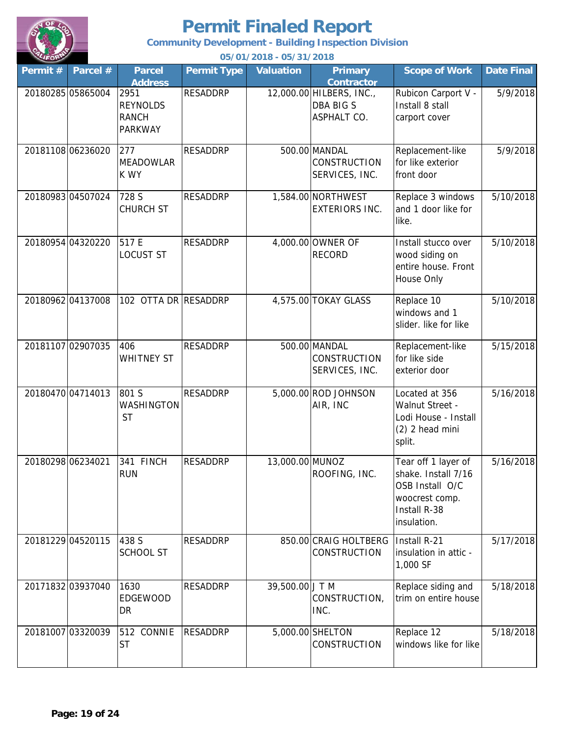# Permit Finaled Report

**Community Development - Building Inspection Division**

**05/01/2018 - 05/31/2018**

| Permit # | Parcel # | Parcel Address | Permit Type | Valuation | Primary Contractor | Scope of Work | Date Final |
|---|---|---|---|---|---|---|---|
| 20180285 | 05865004 | 2951 REYNOLDS RANCH PARKWAY | RESADDRP | 12,000.00 | HILBERS, INC., DBA BIG S ASPHALT CO. | Rubicon Carport V - Install 8 stall carport cover | 5/9/2018 |
| 20181108 | 06236020 | 277 MEADOWLARK WY | RESADDRP | 500.00 | MANDAL CONSTRUCTION SERVICES, INC. | Replacement-like for like exterior front door | 5/9/2018 |
| 20180983 | 04507024 | 728 S CHURCH ST | RESADDRP | 1,584.00 | NORTHWEST EXTERIORS INC. | Replace 3 windows and 1 door like for like. | 5/10/2018 |
| 20180954 | 04320220 | 517 E LOCUST ST | RESADDRP | 4,000.00 | OWNER OF RECORD | Install stucco over wood siding on entire house. Front House Only | 5/10/2018 |
| 20180962 | 04137008 | 102 OTTA DR | RESADDRP | 4,575.00 | TOKAY GLASS | Replace 10 windows and 1 slider. like for like | 5/10/2018 |
| 20181107 | 02907035 | 406 WHITNEY ST | RESADDRP | 500.00 | MANDAL CONSTRUCTION SERVICES, INC. | Replacement-like for like side exterior door | 5/15/2018 |
| 20180470 | 04714013 | 801 S WASHINGTON ST | RESADDRP | 5,000.00 | ROD JOHNSON AIR, INC | Located at 356 Walnut Street - Lodi House - Install (2) 2 head mini split. | 5/16/2018 |
| 20180298 | 06234021 | 341 FINCH RUN | RESADDRP | 13,000.00 | MUNOZ ROOFING, INC. | Tear off 1 layer of shake. Install 7/16 OSB Install O/C woocrest comp. Install R-38 insulation. | 5/16/2018 |
| 20181229 | 04520115 | 438 S SCHOOL ST | RESADDRP | 850.00 | CRAIG HOLTBERG CONSTRUCTION | Install R-21 insulation in attic - 1,000 SF | 5/17/2018 |
| 20171832 | 03937040 | 1630 EDGEWOOD DR | RESADDRP | 39,500.00 | J T M CONSTRUCTION, INC. | Replace siding and trim on entire house | 5/18/2018 |
| 20181007 | 03320039 | 512 CONNIE ST | RESADDRP | 5,000.00 | SHELTON CONSTRUCTION | Replace 12 windows like for like | 5/18/2018 |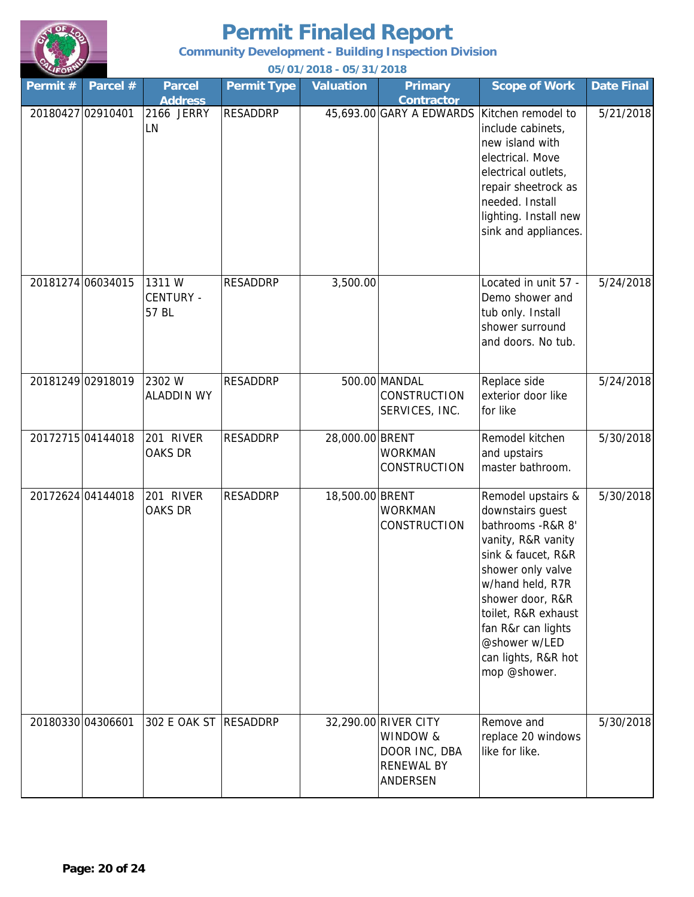# Permit Finaled Report

**Community Development - Building Inspection Division**

**05/01/2018 - 05/31/2018**

| Permit # | Parcel # | Parcel Address | Permit Type | Valuation | Primary Contractor | Scope of Work | Date Final |
|---|---|---|---|---|---|---|---|
| 20180427 | 02910401 | 2166 JERRY LN | RESADDRP | 45,693.00 | GARY A EDWARDS | Kitchen remodel to include cabinets, new island with electrical. Move electrical outlets, repair sheetrock as needed. Install lighting. Install new sink and appliances. | 5/21/2018 |
| 20181274 | 06034015 | 1311 W CENTURY - 57 BL | RESADDRP | 3,500.00 | | Located in unit 57 - Demo shower and tub only. Install shower surround and doors. No tub. | 5/24/2018 |
| 20181249 | 02918019 | 2302 W ALADDIN WY | RESADDRP | 500.00 | MANDAL CONSTRUCTION SERVICES, INC. | Replace side exterior door like for like | 5/24/2018 |
| 20172715 | 04144018 | 201 RIVER OAKS DR | RESADDRP | 28,000.00 | BRENT WORKMAN CONSTRUCTION | Remodel kitchen and upstairs master bathroom. | 5/30/2018 |
| 20172624 | 04144018 | 201 RIVER OAKS DR | RESADDRP | 18,500.00 | BRENT WORKMAN CONSTRUCTION | Remodel upstairs & downstairs guest bathrooms -R&R 8' vanity, R&R vanity sink & faucet, R&R shower only valve w/hand held, R7R shower door, R&R toilet, R&R exhaust fan R&r can lights @shower w/LED can lights, R&R hot mop @shower. | 5/30/2018 |
| 20180330 | 04306601 | 302 E OAK ST | RESADDRP | 32,290.00 | RIVER CITY WINDOW & DOOR INC, DBA RENEWAL BY ANDERSEN | Remove and replace 20 windows like for like. | 5/30/2018 |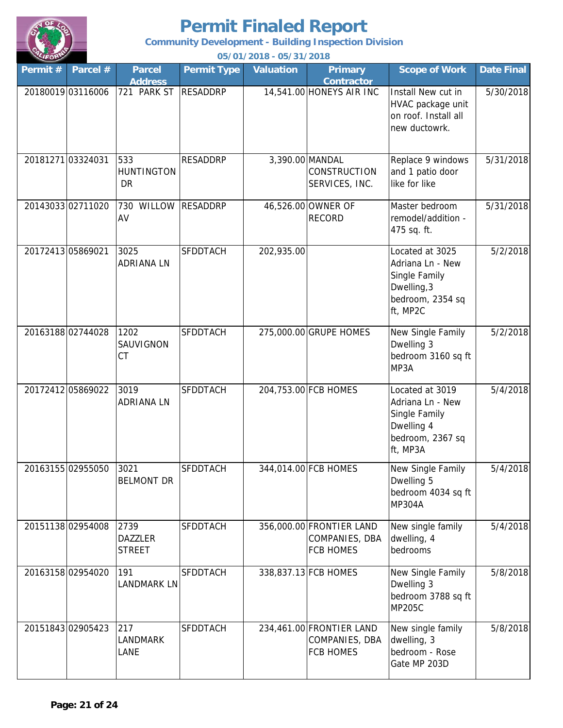# Permit Finaled Report

**Community Development - Building Inspection Division**

**05/01/2018 - 05/31/2018**

| Permit # | Parcel # | Parcel Address | Permit Type | Valuation | Primary Contractor | Scope of Work | Date Final |
|---|---|---|---|---|---|---|---|
| 20180019 | 03116006 | 721 PARK ST | RESADDRP | 14,541.00 | HONEYS AIR INC | Install New cut in HVAC package unit on roof. Install all new ductowrk. | 5/30/2018 |
| 20181271 | 03324031 | 533 HUNTINGTON DR | RESADDRP | 3,390.00 | MANDAL CONSTRUCTION SERVICES, INC. | Replace 9 windows and 1 patio door like for like | 5/31/2018 |
| 20143033 | 02711020 | 730 WILLOW AV | RESADDRP | 46,526.00 | OWNER OF RECORD | Master bedroom remodel/addition - 475 sq. ft. | 5/31/2018 |
| 20172413 | 05869021 | 3025 ADRIANA LN | SFDDTACH | 202,935.00 | | Located at 3025 Adriana Ln - New Single Family Dwelling,3 bedroom, 2354 sq ft, MP2C | 5/2/2018 |
| 20163188 | 02744028 | 1202 SAUVIGNON CT | SFDDTACH | 275,000.00 | GRUPE HOMES | New Single Family Dwelling 3 bedroom 3160 sq ft MP3A | 5/2/2018 |
| 20172412 | 05869022 | 3019 ADRIANA LN | SFDDTACH | 204,753.00 | FCB HOMES | Located at 3019 Adriana Ln - New Single Family Dwelling 4 bedroom, 2367 sq ft, MP3A | 5/4/2018 |
| 20163155 | 02955050 | 3021 BELMONT DR | SFDDTACH | 344,014.00 | FCB HOMES | New Single Family Dwelling 5 bedroom 4034 sq ft MP304A | 5/4/2018 |
| 20151138 | 02954008 | 2739 DAZZLER STREET | SFDDTACH | 356,000.00 | FRONTIER LAND COMPANIES, DBA FCB HOMES | New single family dwelling, 4 bedrooms | 5/4/2018 |
| 20163158 | 02954020 | 191 LANDMARK LN | SFDDTACH | 338,837.13 | FCB HOMES | New Single Family Dwelling 3 bedroom 3788 sq ft MP205C | 5/8/2018 |
| 20151843 | 02905423 | 217 LANDMARK LANE | SFDDTACH | 234,461.00 | FRONTIER LAND COMPANIES, DBA FCB HOMES | New single family dwelling, 3 bedroom - Rose Gate MP 203D | 5/8/2018 |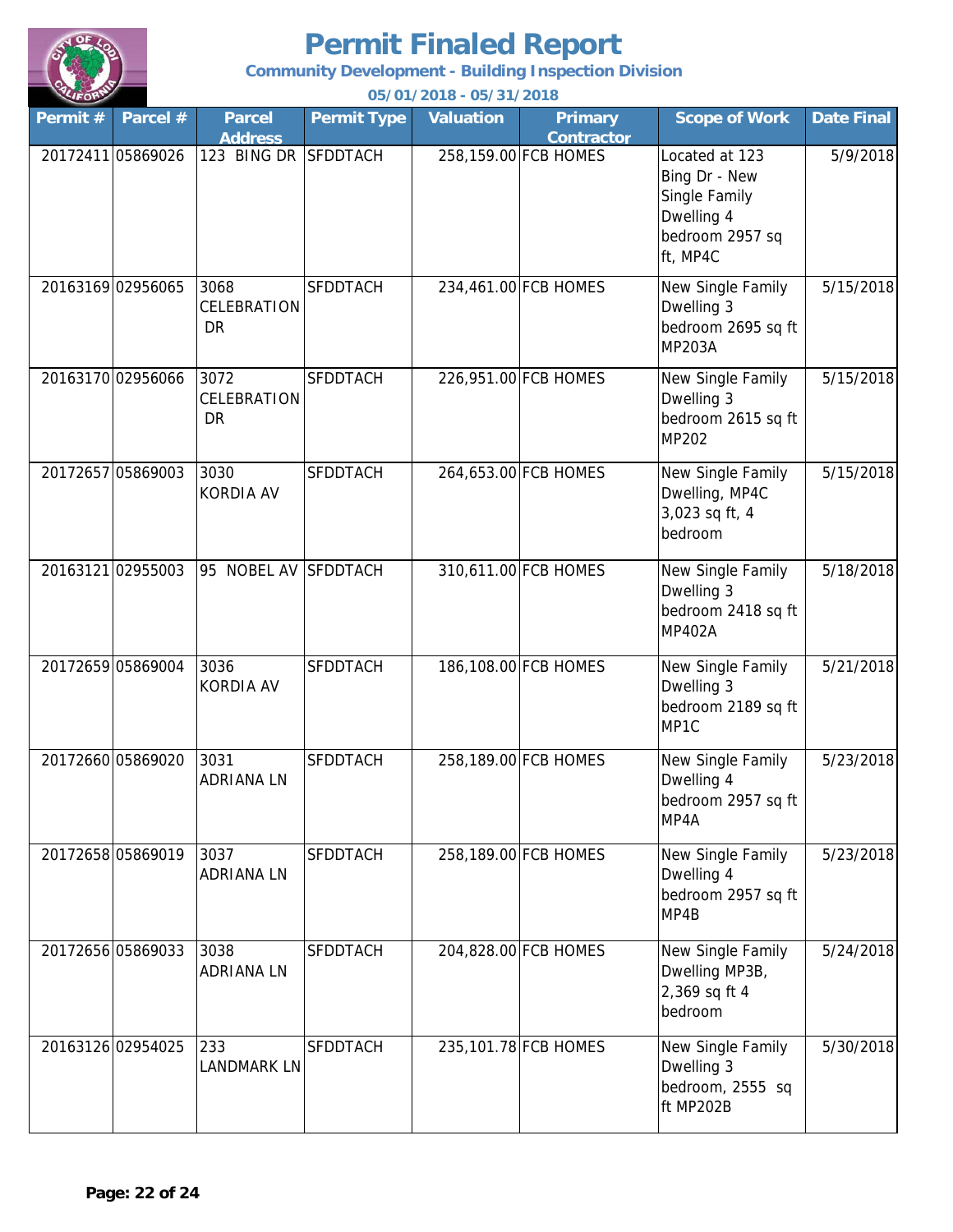# Permit Finaled Report

**Community Development - Building Inspection Division**

**05/01/2018 - 05/31/2018**

| Permit # | Parcel # | Parcel Address | Permit Type | Valuation | Primary Contractor | Scope of Work | Date Final |
|---|---|---|---|---|---|---|---|
| 20172411 | 05869026 | 123 BING DR | SFDDTACH | 258,159.00 | FCB HOMES | Located at 123 Bing Dr - New Single Family Dwelling 4 bedroom 2957 sq ft, MP4C | 5/9/2018 |
| 20163169 | 02956065 | 3068 CELEBRATION DR | SFDDTACH | 234,461.00 | FCB HOMES | New Single Family Dwelling 3 bedroom 2695 sq ft MP203A | 5/15/2018 |
| 20163170 | 02956066 | 3072 CELEBRATION DR | SFDDTACH | 226,951.00 | FCB HOMES | New Single Family Dwelling 3 bedroom 2615 sq ft MP202 | 5/15/2018 |
| 20172657 | 05869003 | 3030 KORDIA AV | SFDDTACH | 264,653.00 | FCB HOMES | New Single Family Dwelling, MP4C 3,023 sq ft, 4 bedroom | 5/15/2018 |
| 20163121 | 02955003 | 95 NOBEL AV | SFDDTACH | 310,611.00 | FCB HOMES | New Single Family Dwelling 3 bedroom 2418 sq ft MP402A | 5/18/2018 |
| 20172659 | 05869004 | 3036 KORDIA AV | SFDDTACH | 186,108.00 | FCB HOMES | New Single Family Dwelling 3 bedroom 2189 sq ft MP1C | 5/21/2018 |
| 20172660 | 05869020 | 3031 ADRIANA LN | SFDDTACH | 258,189.00 | FCB HOMES | New Single Family Dwelling 4 bedroom 2957 sq ft MP4A | 5/23/2018 |
| 20172658 | 05869019 | 3037 ADRIANA LN | SFDDTACH | 258,189.00 | FCB HOMES | New Single Family Dwelling 4 bedroom 2957 sq ft MP4B | 5/23/2018 |
| 20172656 | 05869033 | 3038 ADRIANA LN | SFDDTACH | 204,828.00 | FCB HOMES | New Single Family Dwelling MP3B, 2,369 sq ft 4 bedroom | 5/24/2018 |
| 20163126 | 02954025 | 233 LANDMARK LN | SFDDTACH | 235,101.78 | FCB HOMES | New Single Family Dwelling 3 bedroom, 2555 sq ft MP202B | 5/30/2018 |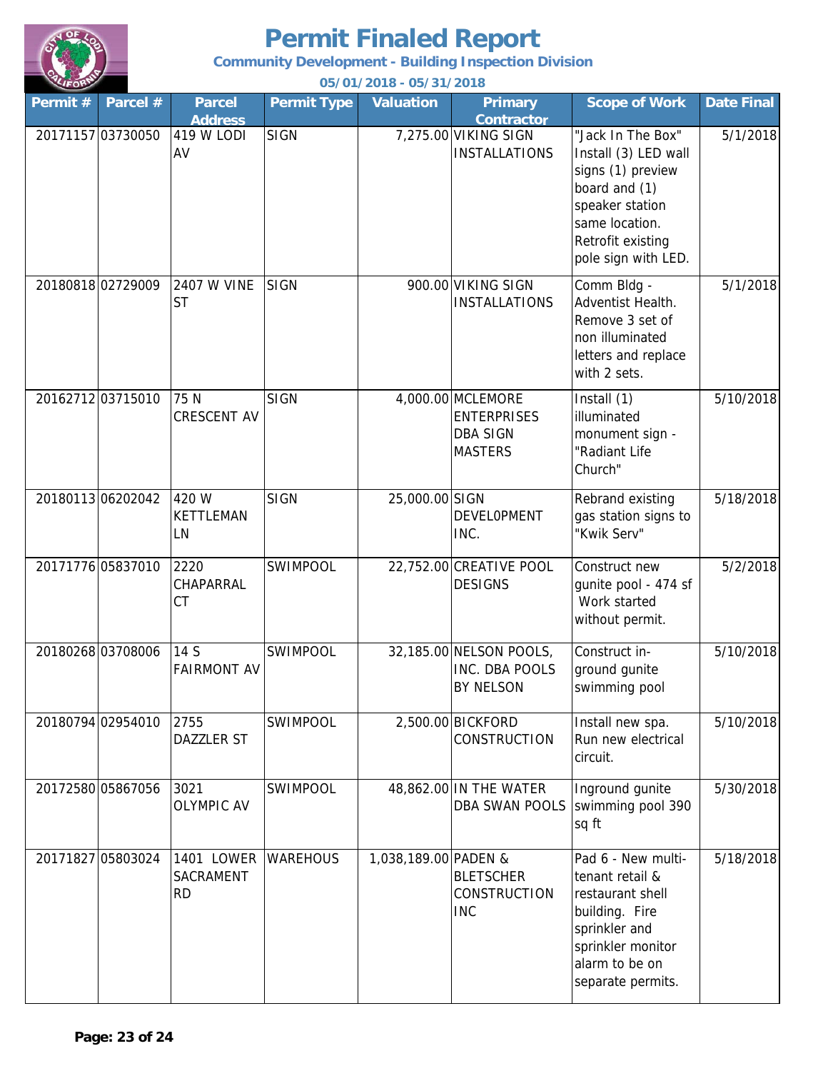# Permit Finaled Report

**Community Development - Building Inspection Division**

**05/01/2018 - 05/31/2018**

| Permit # | Parcel # | Parcel Address | Permit Type | Valuation | Primary Contractor | Scope of Work | Date Final |
|---|---|---|---|---|---|---|---|
| 20171157 | 03730050 | 419 W LODI AV | SIGN | 7,275.00 | VIKING SIGN INSTALLATIONS | "Jack In The Box" Install (3) LED wall signs (1) preview board and (1) speaker station same location. Retrofit existing pole sign with LED. | 5/1/2018 |
| 20180818 | 02729009 | 2407 W VINE ST | SIGN | 900.00 | VIKING SIGN INSTALLATIONS | Comm Bldg - Adventist Health. Remove 3 set of non illuminated letters and replace with 2 sets. | 5/1/2018 |
| 20162712 | 03715010 | 75 N CRESCENT AV | SIGN | 4,000.00 | MCLEMORE ENTERPRISES DBA SIGN MASTERS | Install (1) illuminated monument sign - "Radiant Life Church" | 5/10/2018 |
| 20180113 | 06202042 | 420 W KETTLEMAN LN | SIGN | 25,000.00 | SIGN DEVELOPMENT INC. | Rebrand existing gas station signs to "Kwik Serv" | 5/18/2018 |
| 20171776 | 05837010 | 2220 CHAPARRAL CT | SWIMPOOL | 22,752.00 | CREATIVE POOL DESIGNS | Construct new gunite pool - 474 sf Work started without permit. | 5/2/2018 |
| 20180268 | 03708006 | 14 S FAIRMONT AV | SWIMPOOL | 32,185.00 | NELSON POOLS, INC. DBA POOLS BY NELSON | Construct in-ground gunite swimming pool | 5/10/2018 |
| 20180794 | 02954010 | 2755 DAZZLER ST | SWIMPOOL | 2,500.00 | BICKFORD CONSTRUCTION | Install new spa. Run new electrical circuit. | 5/10/2018 |
| 20172580 | 05867056 | 3021 OLYMPIC AV | SWIMPOOL | 48,862.00 | IN THE WATER DBA SWAN POOLS | Inground gunite swimming pool 390 sq ft | 5/30/2018 |
| 20171827 | 05803024 | 1401 LOWER SACRAMENT RD | WAREHOUS | 1,038,189.00 | PADEN & BLETSCHER CONSTRUCTION INC | Pad 6 - New multi-tenant retail & restaurant shell building. Fire sprinkler and sprinkler monitor alarm to be on separate permits. | 5/18/2018 |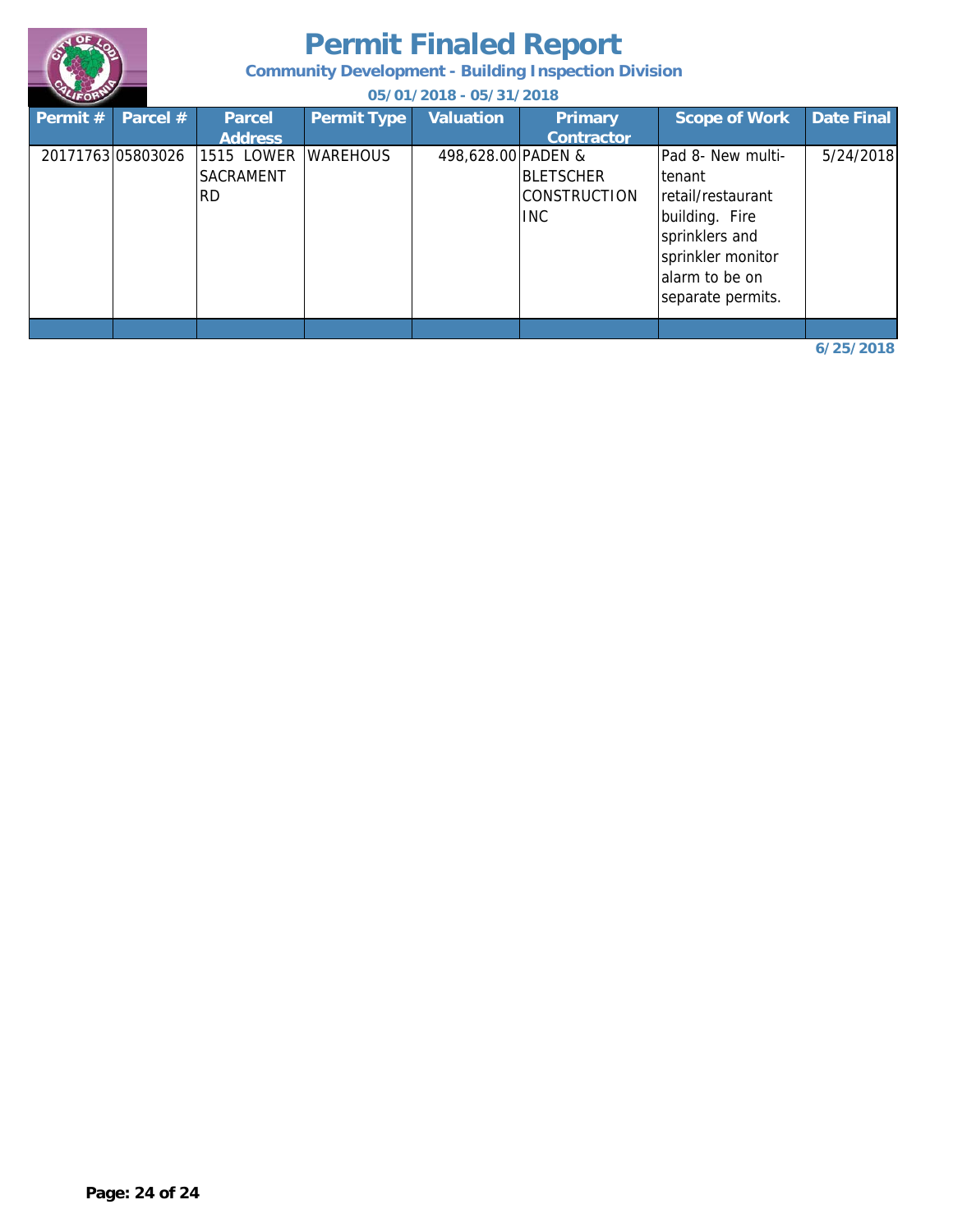# Permit Finaled Report

**Community Development - Building Inspection Division**

**05/01/2018 - 05/31/2018**

| Permit # | Parcel # | Parcel Address | Permit Type | Valuation | Primary Contractor | Scope of Work | Date Final |
|---|---|---|---|---|---|---|---|
| 20171763 | 05803026 | 1515 LOWER SACRAMENT RD | WAREHOUS | 498,628.00 | PADEN & BLETSCHER CONSTRUCTION INC | Pad 8- New multi-tenant retail/restaurant building. Fire sprinklers and sprinkler monitor alarm to be on separate permits. | 5/24/2018 |
| | | | | | | | |

6/25/2018